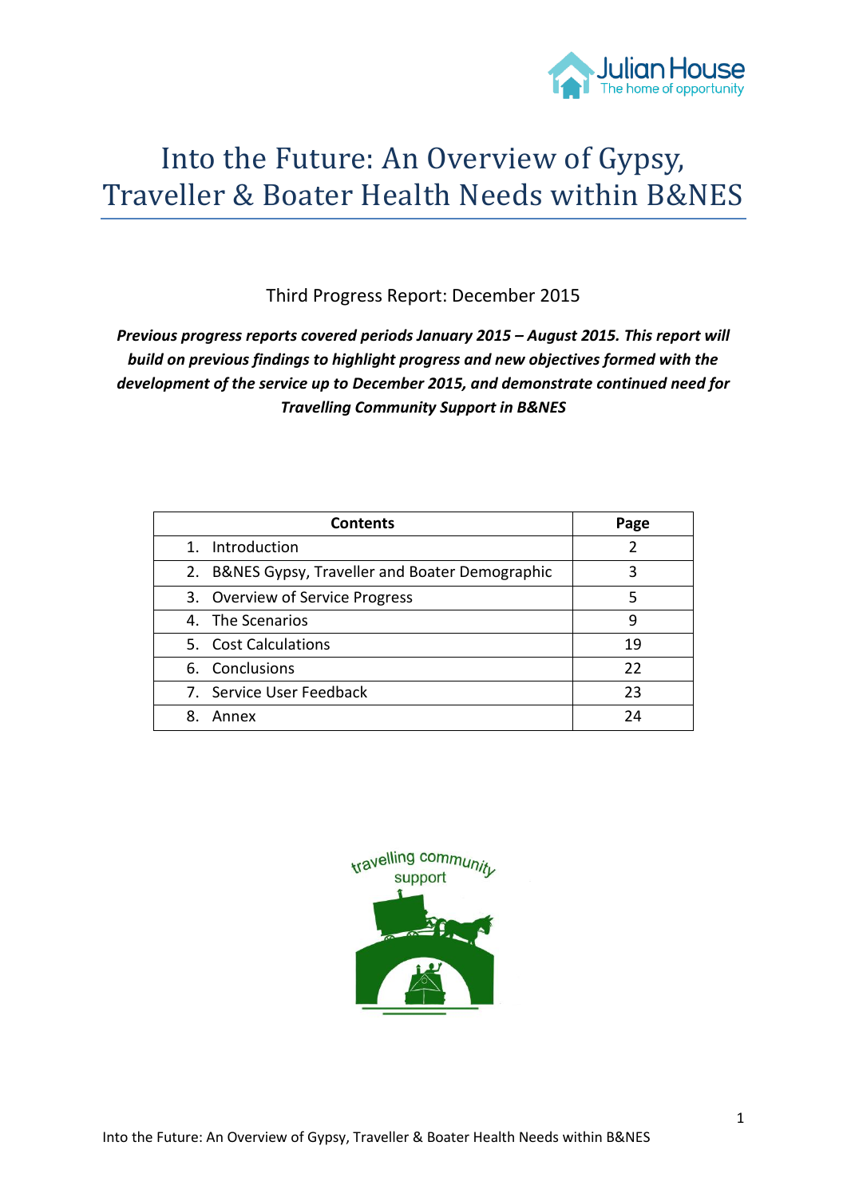# Into the Future: An Overview of Gypsy, Traveller & Boater Health Needs within B&NES

Third Progress Report: December 2015

***Previous progress reports covered periods January 2015 – August 2015. This report will build on previous findings to highlight progress and new objectives formed with the development of the service up to December 2015, and demonstrate continued need for Travelling Community Support in B&NES***

| Contents | Page |
|---|---|
| 1. Introduction | 2 |
| 2. B&NES Gypsy, Traveller and Boater Demographic | 3 |
| 3. Overview of Service Progress | 5 |
| 4. The Scenarios | 9 |
| 5. Cost Calculations | 19 |
| 6. Conclusions | 22 |
| 7. Service User Feedback | 23 |
| 8. Annex | 24 |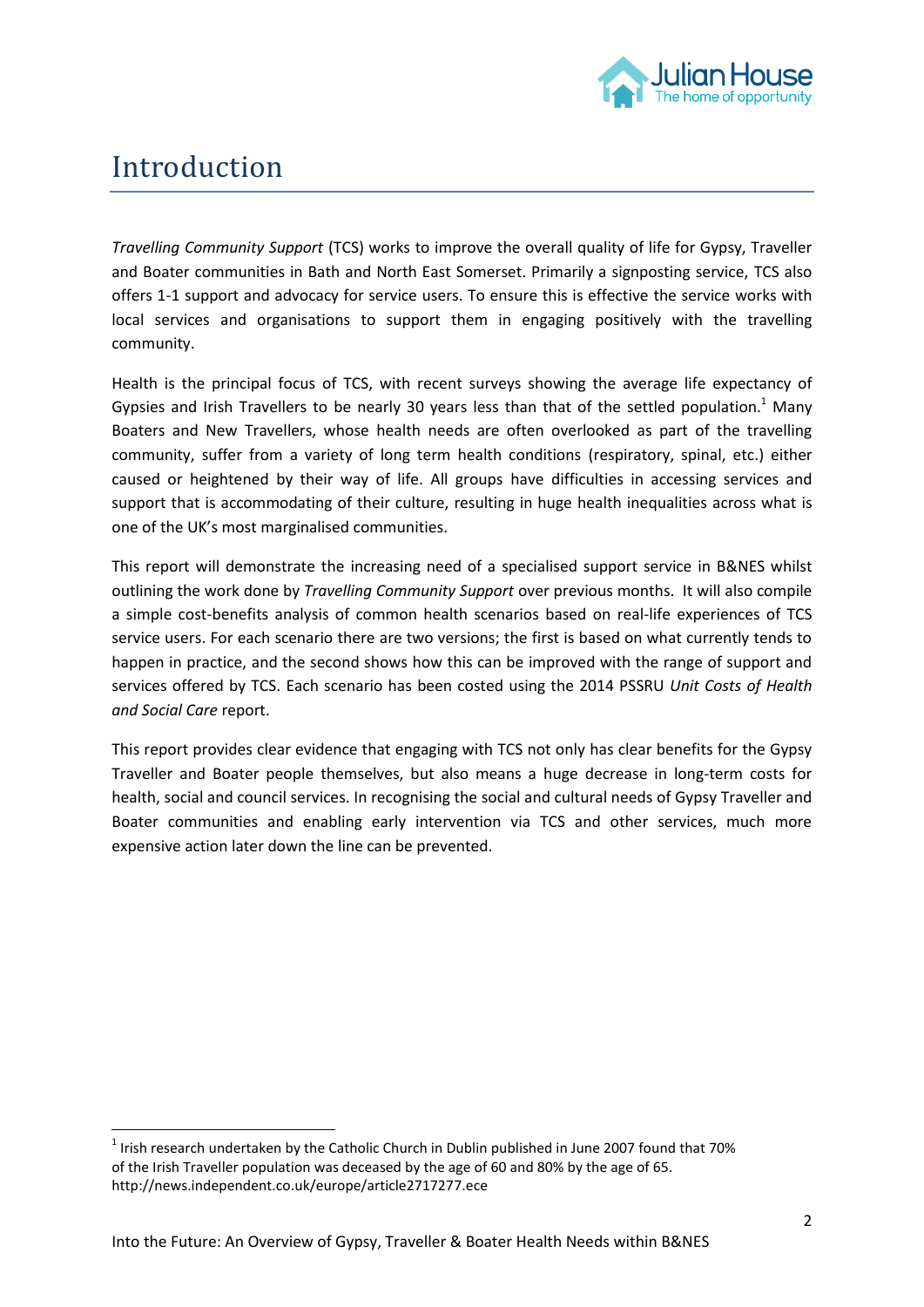# Introduction

*Travelling Community Support* (TCS) works to improve the overall quality of life for Gypsy, Traveller and Boater communities in Bath and North East Somerset. Primarily a signposting service, TCS also offers 1-1 support and advocacy for service users. To ensure this is effective the service works with local services and organisations to support them in engaging positively with the travelling community.

Health is the principal focus of TCS, with recent surveys showing the average life expectancy of Gypsies and Irish Travellers to be nearly 30 years less than that of the settled population.[1] Many Boaters and New Travellers, whose health needs are often overlooked as part of the travelling community, suffer from a variety of long term health conditions (respiratory, spinal, etc.) either caused or heightened by their way of life. All groups have difficulties in accessing services and support that is accommodating of their culture, resulting in huge health inequalities across what is one of the UK's most marginalised communities.

This report will demonstrate the increasing need of a specialised support service in B&NES whilst outlining the work done by *Travelling Community Support* over previous months. It will also compile a simple cost-benefits analysis of common health scenarios based on real-life experiences of TCS service users. For each scenario there are two versions; the first is based on what currently tends to happen in practice, and the second shows how this can be improved with the range of support and services offered by TCS. Each scenario has been costed using the 2014 PSSRU *Unit Costs of Health and Social Care* report.

This report provides clear evidence that engaging with TCS not only has clear benefits for the Gypsy Traveller and Boater people themselves, but also means a huge decrease in long-term costs for health, social and council services. In recognising the social and cultural needs of Gypsy Traveller and Boater communities and enabling early intervention via TCS and other services, much more expensive action later down the line can be prevented.

[1] Irish research undertaken by the Catholic Church in Dublin published in June 2007 found that 70% of the Irish Traveller population was deceased by the age of 60 and 80% by the age of 65. http://news.independent.co.uk/europe/article2717277.ece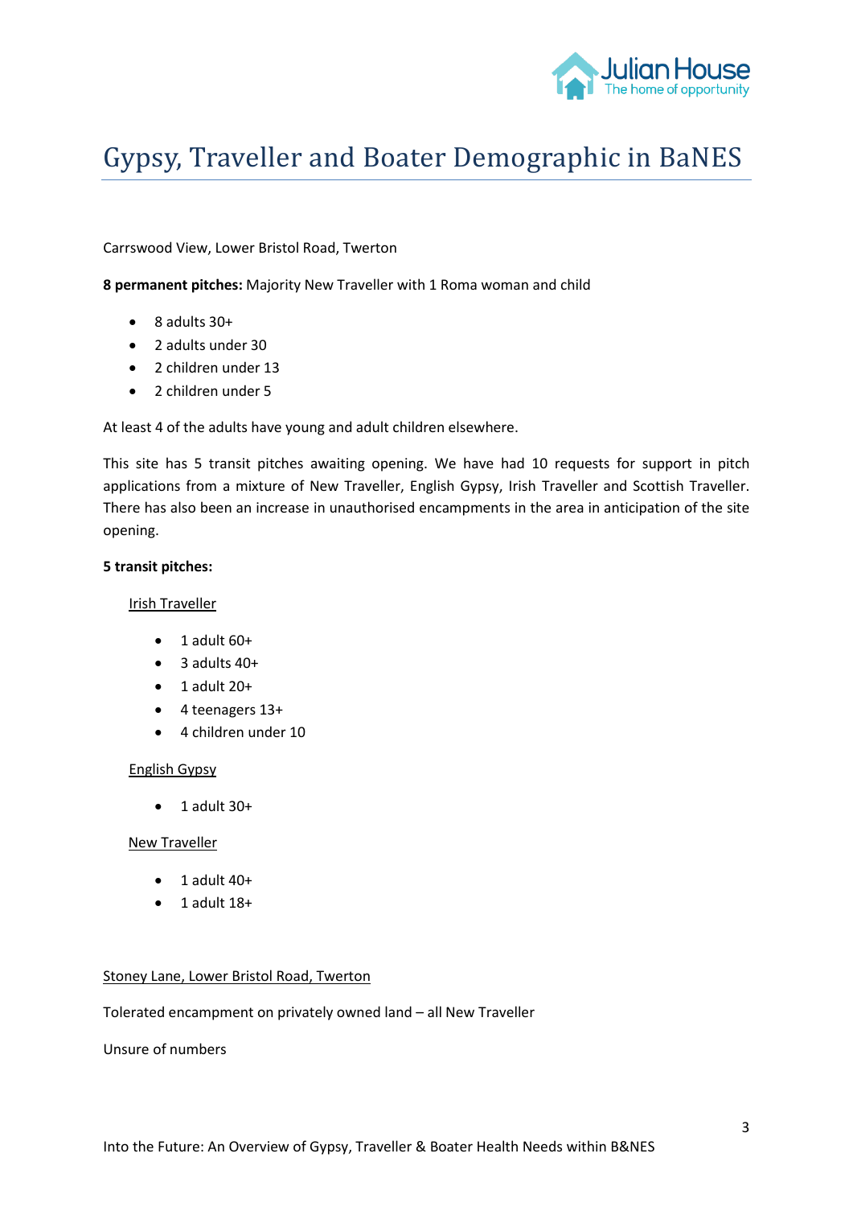# Gypsy, Traveller and Boater Demographic in BaNES

Carrswood View, Lower Bristol Road, Twerton

**8 permanent pitches:** Majority New Traveller with 1 Roma woman and child

- 8 adults 30+
- 2 adults under 30
- 2 children under 13
- 2 children under 5

At least 4 of the adults have young and adult children elsewhere.

This site has 5 transit pitches awaiting opening. We have had 10 requests for support in pitch applications from a mixture of New Traveller, English Gypsy, Irish Traveller and Scottish Traveller. There has also been an increase in unauthorised encampments in the area in anticipation of the site opening.

**5 transit pitches:**

<u>Irish Traveller</u>

- 1 adult 60+
- 3 adults 40+
- 1 adult 20+
- 4 teenagers 13+
- 4 children under 10

<u>English Gypsy</u>

- 1 adult 30+

<u>New Traveller</u>

- 1 adult 40+
- 1 adult 18+

<u>Stoney Lane, Lower Bristol Road, Twerton</u>

Tolerated encampment on privately owned land – all New Traveller

Unsure of numbers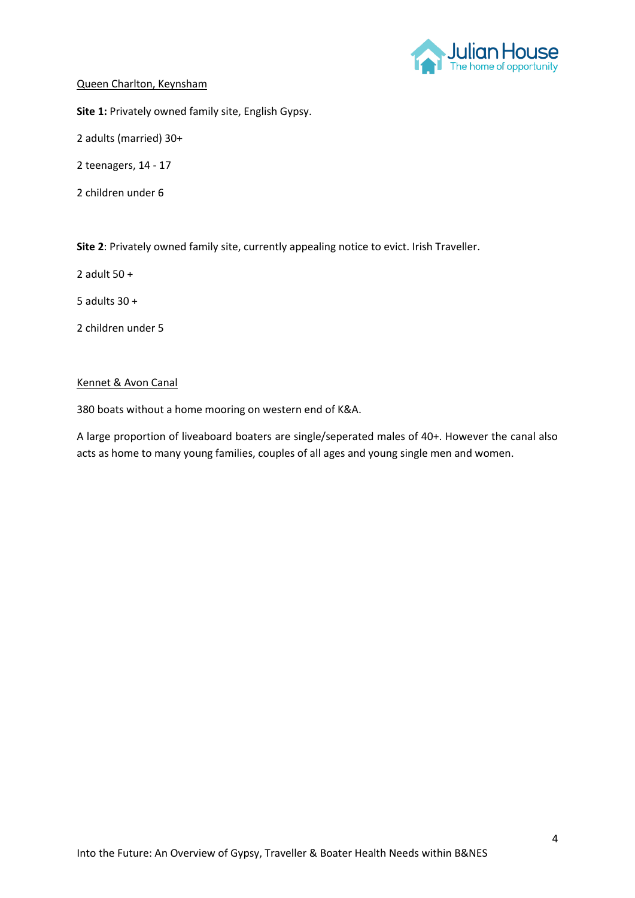<u>Queen Charlton, Keynsham</u>

**Site 1:** Privately owned family site, English Gypsy.

2 adults (married) 30+

2 teenagers, 14 - 17

2 children under 6

**Site 2**: Privately owned family site, currently appealing notice to evict. Irish Traveller.

2 adult 50 +

5 adults 30 +

2 children under 5

<u>Kennet & Avon Canal</u>

380 boats without a home mooring on western end of K&A.

A large proportion of liveaboard boaters are single/seperated males of 40+. However the canal also acts as home to many young families, couples of all ages and young single men and women.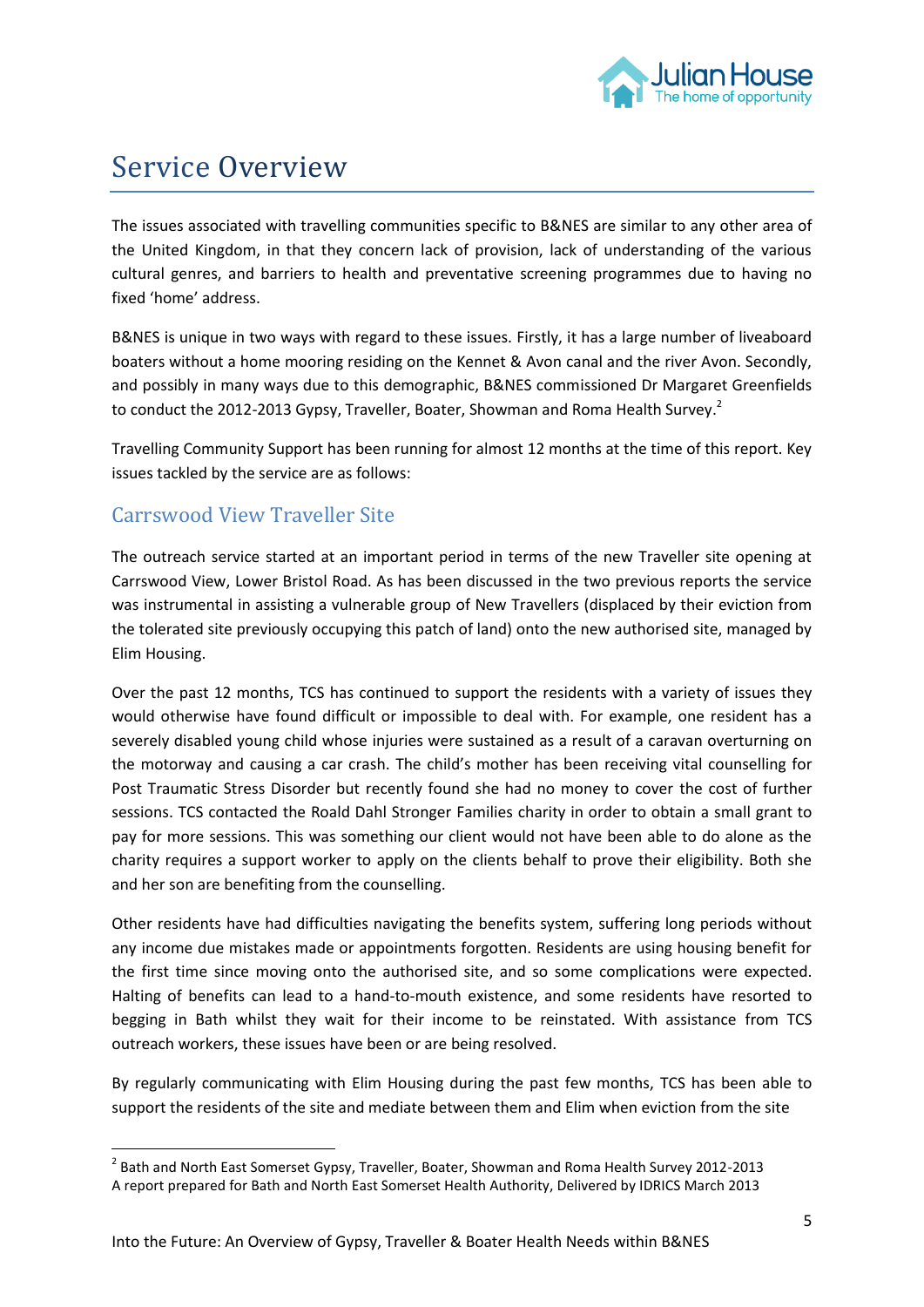# Service Overview

The issues associated with travelling communities specific to B&NES are similar to any other area of the United Kingdom, in that they concern lack of provision, lack of understanding of the various cultural genres, and barriers to health and preventative screening programmes due to having no fixed 'home' address.

B&NES is unique in two ways with regard to these issues. Firstly, it has a large number of liveaboard boaters without a home mooring residing on the Kennet & Avon canal and the river Avon. Secondly, and possibly in many ways due to this demographic, B&NES commissioned Dr Margaret Greenfields to conduct the 2012-2013 Gypsy, Traveller, Boater, Showman and Roma Health Survey.[2]

Travelling Community Support has been running for almost 12 months at the time of this report. Key issues tackled by the service are as follows:

## Carrswood View Traveller Site

The outreach service started at an important period in terms of the new Traveller site opening at Carrswood View, Lower Bristol Road. As has been discussed in the two previous reports the service was instrumental in assisting a vulnerable group of New Travellers (displaced by their eviction from the tolerated site previously occupying this patch of land) onto the new authorised site, managed by Elim Housing.

Over the past 12 months, TCS has continued to support the residents with a variety of issues they would otherwise have found difficult or impossible to deal with. For example, one resident has a severely disabled young child whose injuries were sustained as a result of a caravan overturning on the motorway and causing a car crash. The child's mother has been receiving vital counselling for Post Traumatic Stress Disorder but recently found she had no money to cover the cost of further sessions. TCS contacted the Roald Dahl Stronger Families charity in order to obtain a small grant to pay for more sessions. This was something our client would not have been able to do alone as the charity requires a support worker to apply on the clients behalf to prove their eligibility. Both she and her son are benefiting from the counselling.

Other residents have had difficulties navigating the benefits system, suffering long periods without any income due mistakes made or appointments forgotten. Residents are using housing benefit for the first time since moving onto the authorised site, and so some complications were expected. Halting of benefits can lead to a hand-to-mouth existence, and some residents have resorted to begging in Bath whilst they wait for their income to be reinstated. With assistance from TCS outreach workers, these issues have been or are being resolved.

By regularly communicating with Elim Housing during the past few months, TCS has been able to support the residents of the site and mediate between them and Elim when eviction from the site

---

[2] Bath and North East Somerset Gypsy, Traveller, Boater, Showman and Roma Health Survey 2012-2013
A report prepared for Bath and North East Somerset Health Authority, Delivered by IDRICS March 2013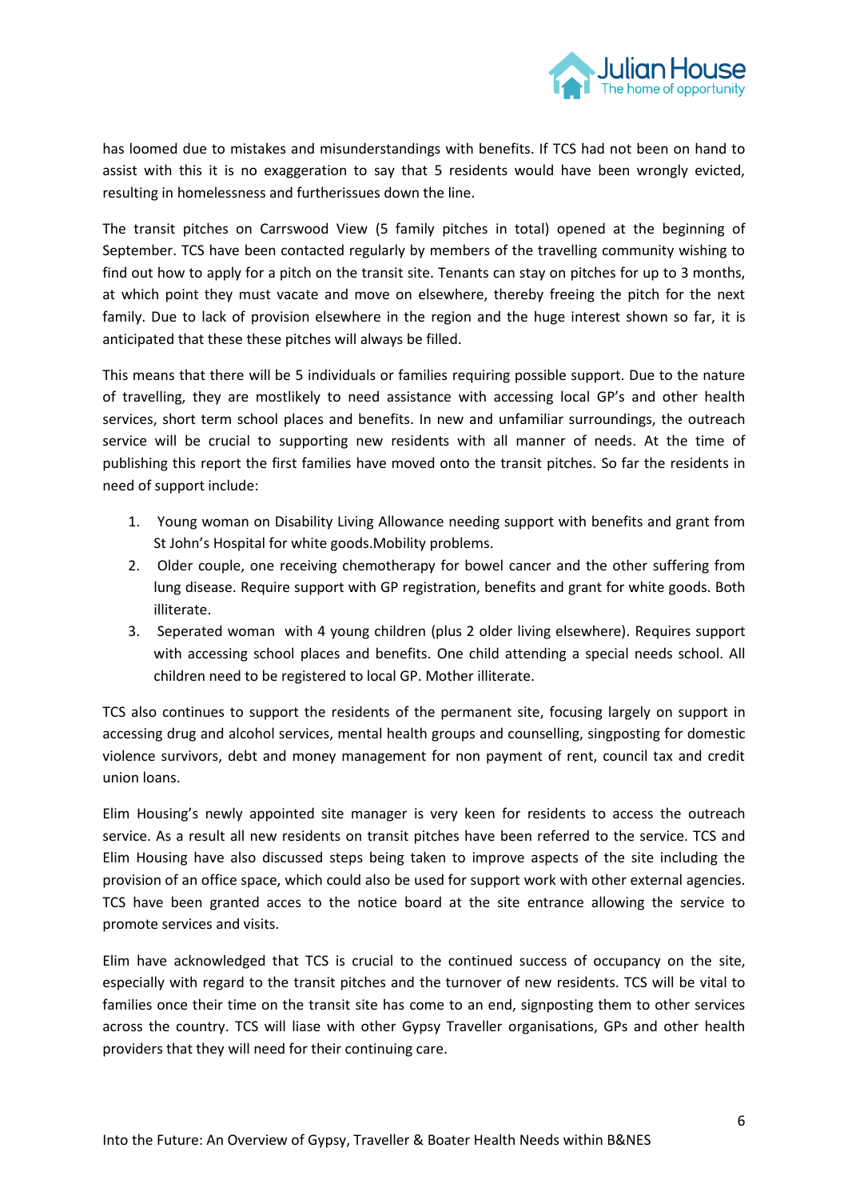has loomed due to mistakes and misunderstandings with benefits. If TCS had not been on hand to assist with this it is no exaggeration to say that 5 residents would have been wrongly evicted, resulting in homelessness and furtherissues down the line.

The transit pitches on Carrswood View (5 family pitches in total) opened at the beginning of September. TCS have been contacted regularly by members of the travelling community wishing to find out how to apply for a pitch on the transit site. Tenants can stay on pitches for up to 3 months, at which point they must vacate and move on elsewhere, thereby freeing the pitch for the next family. Due to lack of provision elsewhere in the region and the huge interest shown so far, it is anticipated that these these pitches will always be filled.

This means that there will be 5 individuals or families requiring possible support. Due to the nature of travelling, they are mostlikely to need assistance with accessing local GP's and other health services, short term school places and benefits. In new and unfamiliar surroundings, the outreach service will be crucial to supporting new residents with all manner of needs. At the time of publishing this report the first families have moved onto the transit pitches. So far the residents in need of support include:

1. Young woman on Disability Living Allowance needing support with benefits and grant from St John's Hospital for white goods.Mobility problems.
2. Older couple, one receiving chemotherapy for bowel cancer and the other suffering from lung disease. Require support with GP registration, benefits and grant for white goods. Both illiterate.
3. Seperated woman with 4 young children (plus 2 older living elsewhere). Requires support with accessing school places and benefits. One child attending a special needs school. All children need to be registered to local GP. Mother illiterate.

TCS also continues to support the residents of the permanent site, focusing largely on support in accessing drug and alcohol services, mental health groups and counselling, singposting for domestic violence survivors, debt and money management for non payment of rent, council tax and credit union loans.

Elim Housing's newly appointed site manager is very keen for residents to access the outreach service. As a result all new residents on transit pitches have been referred to the service. TCS and Elim Housing have also discussed steps being taken to improve aspects of the site including the provision of an office space, which could also be used for support work with other external agencies. TCS have been granted acces to the notice board at the site entrance allowing the service to promote services and visits.

Elim have acknowledged that TCS is crucial to the continued success of occupancy on the site, especially with regard to the transit pitches and the turnover of new residents. TCS will be vital to families once their time on the transit site has come to an end, signposting them to other services across the country. TCS will liase with other Gypsy Traveller organisations, GPs and other health providers that they will need for their continuing care.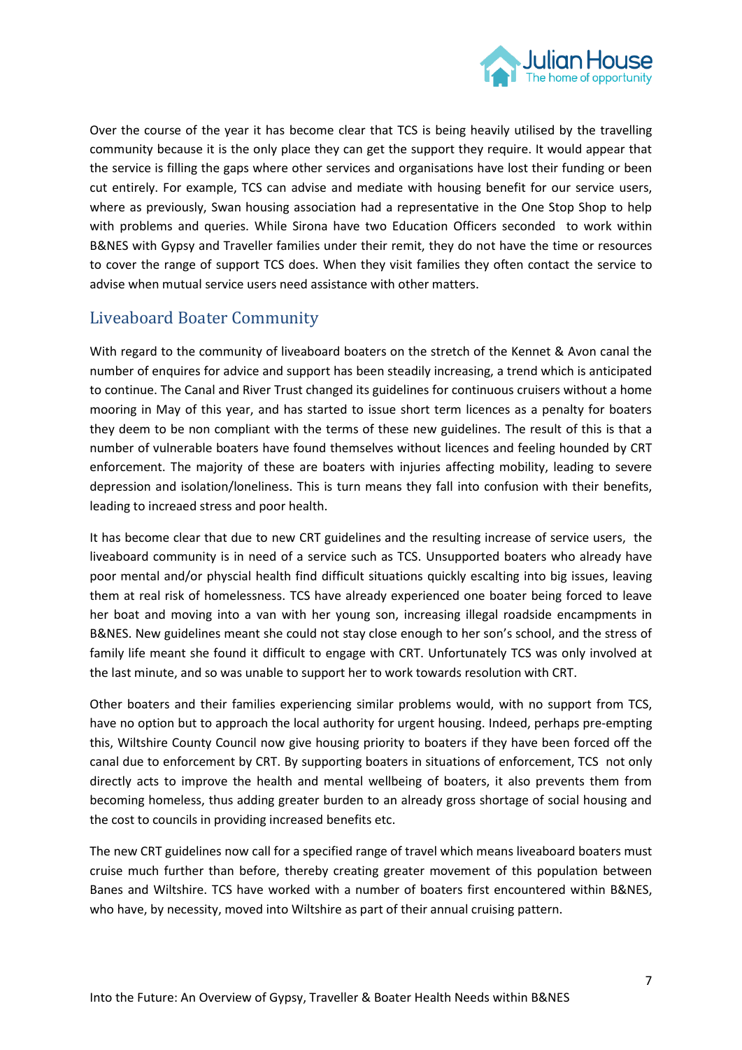Over the course of the year it has become clear that TCS is being heavily utilised by the travelling community because it is the only place they can get the support they require. It would appear that the service is filling the gaps where other services and organisations have lost their funding or been cut entirely. For example, TCS can advise and mediate with housing benefit for our service users, where as previously, Swan housing association had a representative in the One Stop Shop to help with problems and queries. While Sirona have two Education Officers seconded to work within B&NES with Gypsy and Traveller families under their remit, they do not have the time or resources to cover the range of support TCS does. When they visit families they often contact the service to advise when mutual service users need assistance with other matters.

## Liveaboard Boater Community

With regard to the community of liveaboard boaters on the stretch of the Kennet & Avon canal the number of enquires for advice and support has been steadily increasing, a trend which is anticipated to continue. The Canal and River Trust changed its guidelines for continuous cruisers without a home mooring in May of this year, and has started to issue short term licences as a penalty for boaters they deem to be non compliant with the terms of these new guidelines. The result of this is that a number of vulnerable boaters have found themselves without licences and feeling hounded by CRT enforcement. The majority of these are boaters with injuries affecting mobility, leading to severe depression and isolation/loneliness. This is turn means they fall into confusion with their benefits, leading to increaed stress and poor health.

It has become clear that due to new CRT guidelines and the resulting increase of service users, the liveaboard community is in need of a service such as TCS. Unsupported boaters who already have poor mental and/or physcial health find difficult situations quickly escalting into big issues, leaving them at real risk of homelessness. TCS have already experienced one boater being forced to leave her boat and moving into a van with her young son, increasing illegal roadside encampments in B&NES. New guidelines meant she could not stay close enough to her son's school, and the stress of family life meant she found it difficult to engage with CRT. Unfortunately TCS was only involved at the last minute, and so was unable to support her to work towards resolution with CRT.

Other boaters and their families experiencing similar problems would, with no support from TCS, have no option but to approach the local authority for urgent housing. Indeed, perhaps pre-empting this, Wiltshire County Council now give housing priority to boaters if they have been forced off the canal due to enforcement by CRT. By supporting boaters in situations of enforcement, TCS not only directly acts to improve the health and mental wellbeing of boaters, it also prevents them from becoming homeless, thus adding greater burden to an already gross shortage of social housing and the cost to councils in providing increased benefits etc.

The new CRT guidelines now call for a specified range of travel which means liveaboard boaters must cruise much further than before, thereby creating greater movement of this population between Banes and Wiltshire. TCS have worked with a number of boaters first encountered within B&NES, who have, by necessity, moved into Wiltshire as part of their annual cruising pattern.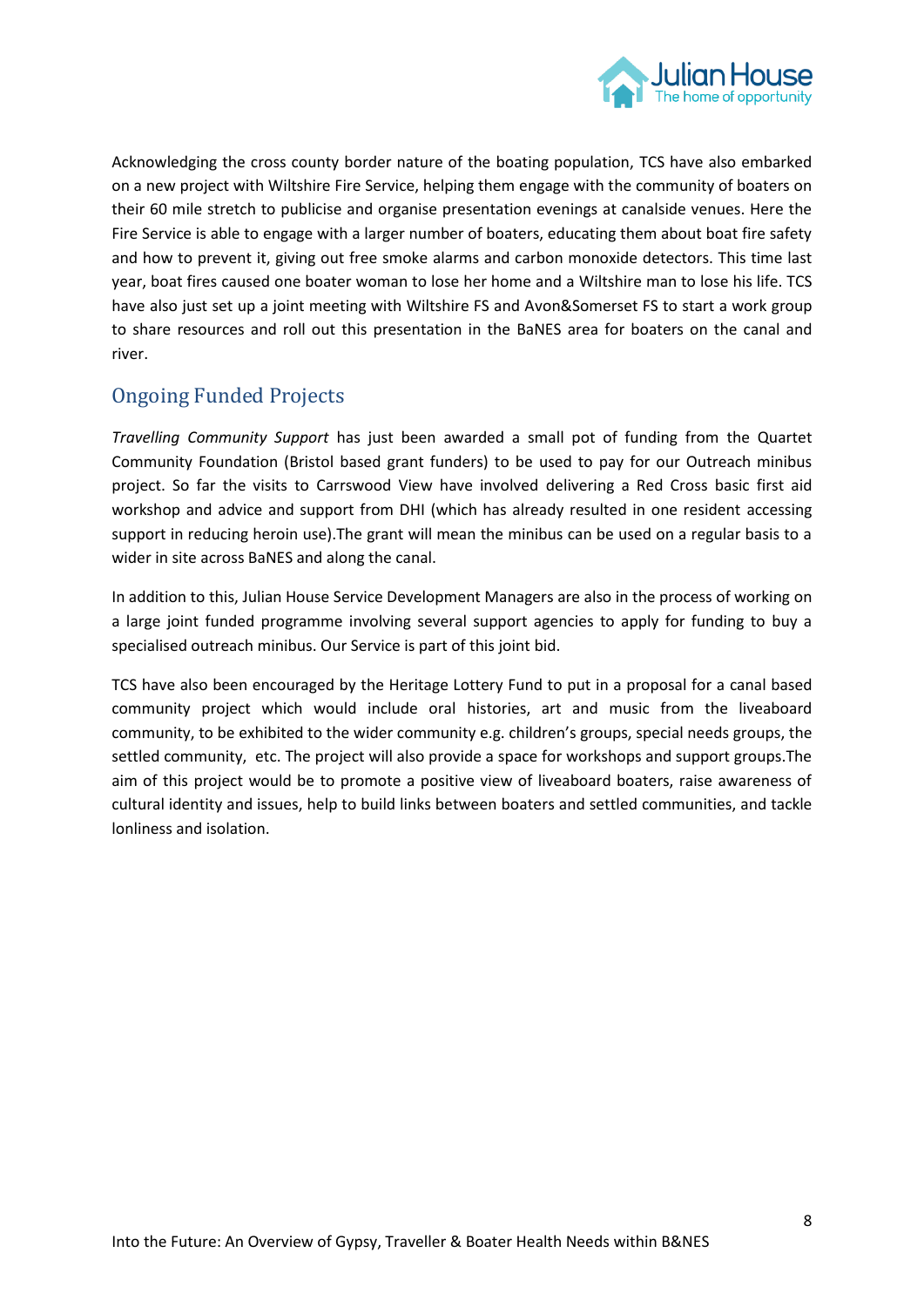Acknowledging the cross county border nature of the boating population, TCS have also embarked on a new project with Wiltshire Fire Service, helping them engage with the community of boaters on their 60 mile stretch to publicise and organise presentation evenings at canalside venues. Here the Fire Service is able to engage with a larger number of boaters, educating them about boat fire safety and how to prevent it, giving out free smoke alarms and carbon monoxide detectors. This time last year, boat fires caused one boater woman to lose her home and a Wiltshire man to lose his life. TCS have also just set up a joint meeting with Wiltshire FS and Avon&Somerset FS to start a work group to share resources and roll out this presentation in the BaNES area for boaters on the canal and river.

## Ongoing Funded Projects

*Travelling Community Support* has just been awarded a small pot of funding from the Quartet Community Foundation (Bristol based grant funders) to be used to pay for our Outreach minibus project. So far the visits to Carrswood View have involved delivering a Red Cross basic first aid workshop and advice and support from DHI (which has already resulted in one resident accessing support in reducing heroin use).The grant will mean the minibus can be used on a regular basis to a wider in site across BaNES and along the canal.

In addition to this, Julian House Service Development Managers are also in the process of working on a large joint funded programme involving several support agencies to apply for funding to buy a specialised outreach minibus. Our Service is part of this joint bid.

TCS have also been encouraged by the Heritage Lottery Fund to put in a proposal for a canal based community project which would include oral histories, art and music from the liveaboard community, to be exhibited to the wider community e.g. children's groups, special needs groups, the settled community, etc. The project will also provide a space for workshops and support groups.The aim of this project would be to promote a positive view of liveaboard boaters, raise awareness of cultural identity and issues, help to build links between boaters and settled communities, and tackle lonliness and isolation.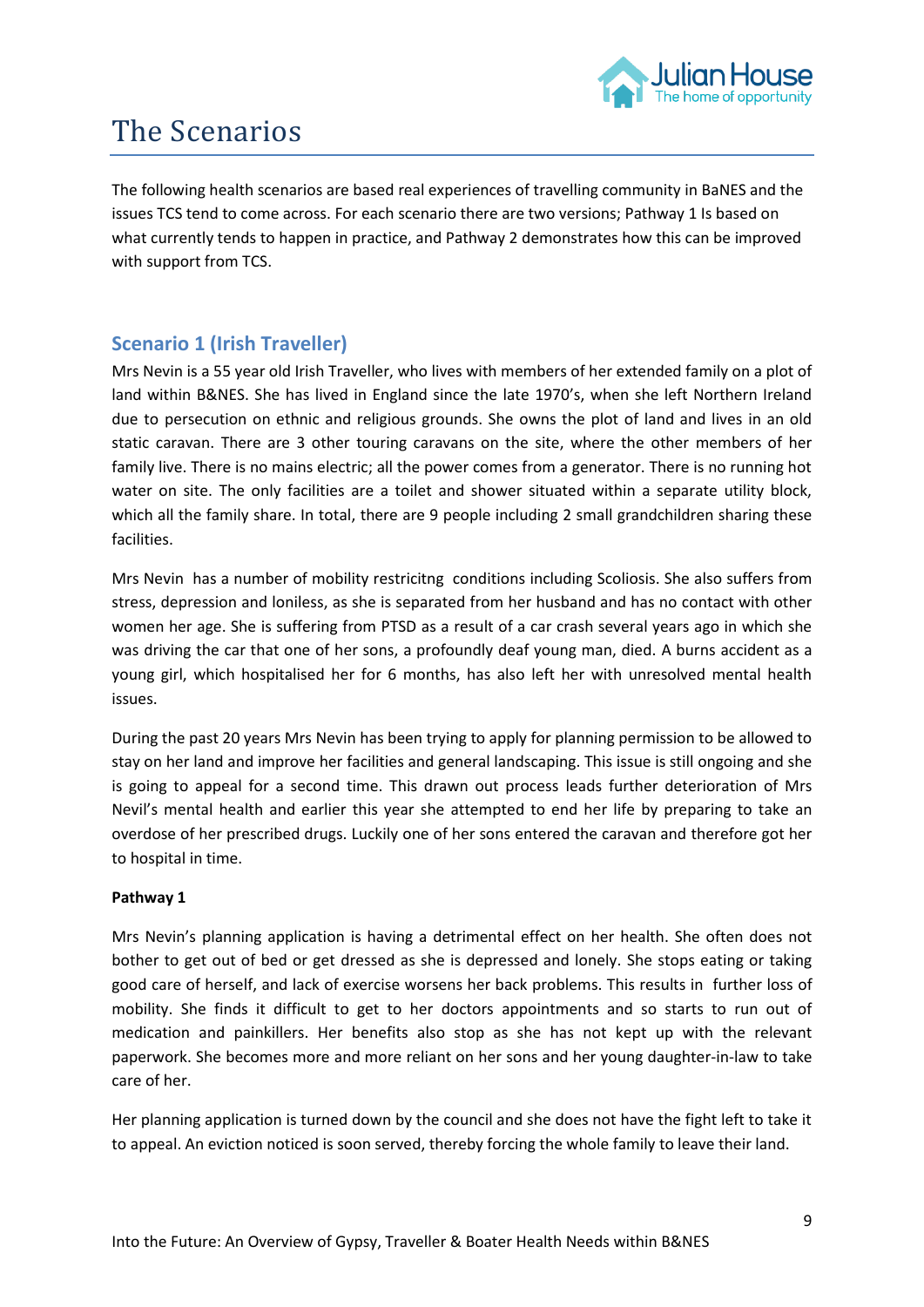# The Scenarios

The following health scenarios are based real experiences of travelling community in BaNES and the issues TCS tend to come across. For each scenario there are two versions; Pathway 1 Is based on what currently tends to happen in practice, and Pathway 2 demonstrates how this can be improved with support from TCS.

## Scenario 1 (Irish Traveller)

Mrs Nevin is a 55 year old Irish Traveller, who lives with members of her extended family on a plot of land within B&NES. She has lived in England since the late 1970's, when she left Northern Ireland due to persecution on ethnic and religious grounds. She owns the plot of land and lives in an old static caravan. There are 3 other touring caravans on the site, where the other members of her family live. There is no mains electric; all the power comes from a generator. There is no running hot water on site. The only facilities are a toilet and shower situated within a separate utility block, which all the family share. In total, there are 9 people including 2 small grandchildren sharing these facilities.

Mrs Nevin has a number of mobility restricitng conditions including Scoliosis. She also suffers from stress, depression and loniless, as she is separated from her husband and has no contact with other women her age. She is suffering from PTSD as a result of a car crash several years ago in which she was driving the car that one of her sons, a profoundly deaf young man, died. A burns accident as a young girl, which hospitalised her for 6 months, has also left her with unresolved mental health issues.

During the past 20 years Mrs Nevin has been trying to apply for planning permission to be allowed to stay on her land and improve her facilities and general landscaping. This issue is still ongoing and she is going to appeal for a second time. This drawn out process leads further deterioration of Mrs Nevil's mental health and earlier this year she attempted to end her life by preparing to take an overdose of her prescribed drugs. Luckily one of her sons entered the caravan and therefore got her to hospital in time.

**Pathway 1**

Mrs Nevin's planning application is having a detrimental effect on her health. She often does not bother to get out of bed or get dressed as she is depressed and lonely. She stops eating or taking good care of herself, and lack of exercise worsens her back problems. This results in further loss of mobility. She finds it difficult to get to her doctors appointments and so starts to run out of medication and painkillers. Her benefits also stop as she has not kept up with the relevant paperwork. She becomes more and more reliant on her sons and her young daughter-in-law to take care of her.

Her planning application is turned down by the council and she does not have the fight left to take it to appeal. An eviction noticed is soon served, thereby forcing the whole family to leave their land.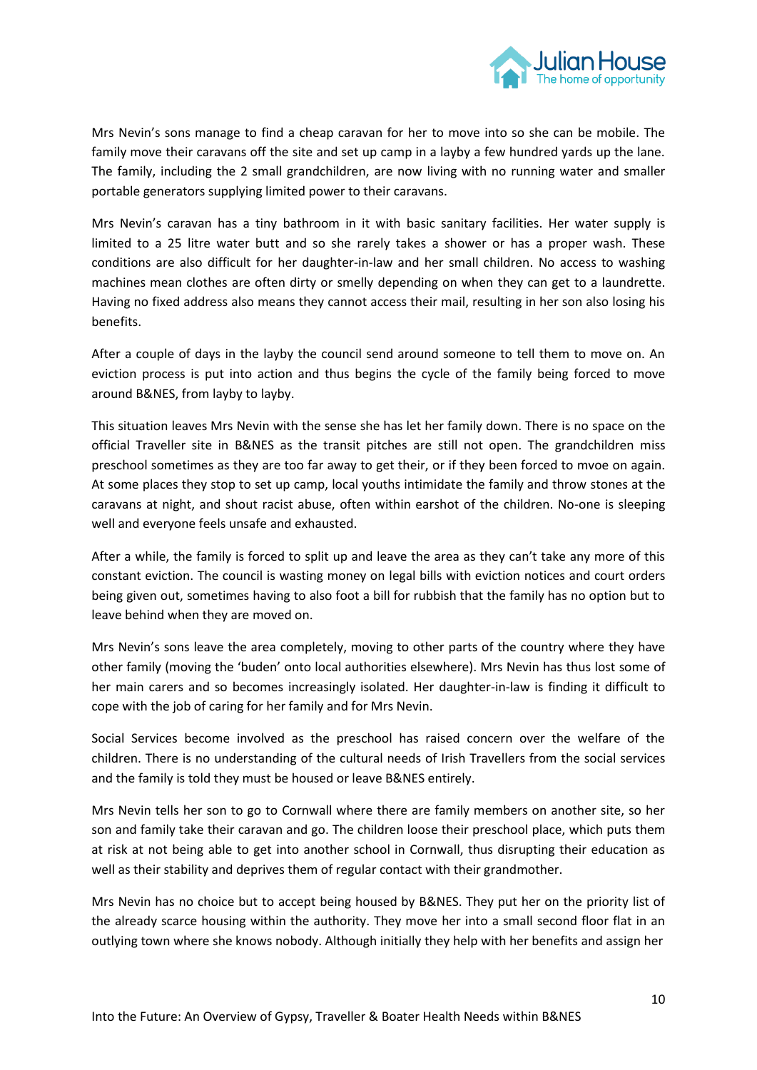Mrs Nevin's sons manage to find a cheap caravan for her to move into so she can be mobile. The family move their caravans off the site and set up camp in a layby a few hundred yards up the lane. The family, including the 2 small grandchildren, are now living with no running water and smaller portable generators supplying limited power to their caravans.

Mrs Nevin's caravan has a tiny bathroom in it with basic sanitary facilities. Her water supply is limited to a 25 litre water butt and so she rarely takes a shower or has a proper wash. These conditions are also difficult for her daughter-in-law and her small children. No access to washing machines mean clothes are often dirty or smelly depending on when they can get to a laundrette. Having no fixed address also means they cannot access their mail, resulting in her son also losing his benefits.

After a couple of days in the layby the council send around someone to tell them to move on. An eviction process is put into action and thus begins the cycle of the family being forced to move around B&NES, from layby to layby.

This situation leaves Mrs Nevin with the sense she has let her family down. There is no space on the official Traveller site in B&NES as the transit pitches are still not open. The grandchildren miss preschool sometimes as they are too far away to get their, or if they been forced to mvoe on again. At some places they stop to set up camp, local youths intimidate the family and throw stones at the caravans at night, and shout racist abuse, often within earshot of the children. No-one is sleeping well and everyone feels unsafe and exhausted.

After a while, the family is forced to split up and leave the area as they can't take any more of this constant eviction. The council is wasting money on legal bills with eviction notices and court orders being given out, sometimes having to also foot a bill for rubbish that the family has no option but to leave behind when they are moved on.

Mrs Nevin's sons leave the area completely, moving to other parts of the country where they have other family (moving the 'buden' onto local authorities elsewhere). Mrs Nevin has thus lost some of her main carers and so becomes increasingly isolated. Her daughter-in-law is finding it difficult to cope with the job of caring for her family and for Mrs Nevin.

Social Services become involved as the preschool has raised concern over the welfare of the children. There is no understanding of the cultural needs of Irish Travellers from the social services and the family is told they must be housed or leave B&NES entirely.

Mrs Nevin tells her son to go to Cornwall where there are family members on another site, so her son and family take their caravan and go. The children loose their preschool place, which puts them at risk at not being able to get into another school in Cornwall, thus disrupting their education as well as their stability and deprives them of regular contact with their grandmother.

Mrs Nevin has no choice but to accept being housed by B&NES. They put her on the priority list of the already scarce housing within the authority. They move her into a small second floor flat in an outlying town where she knows nobody. Although initially they help with her benefits and assign her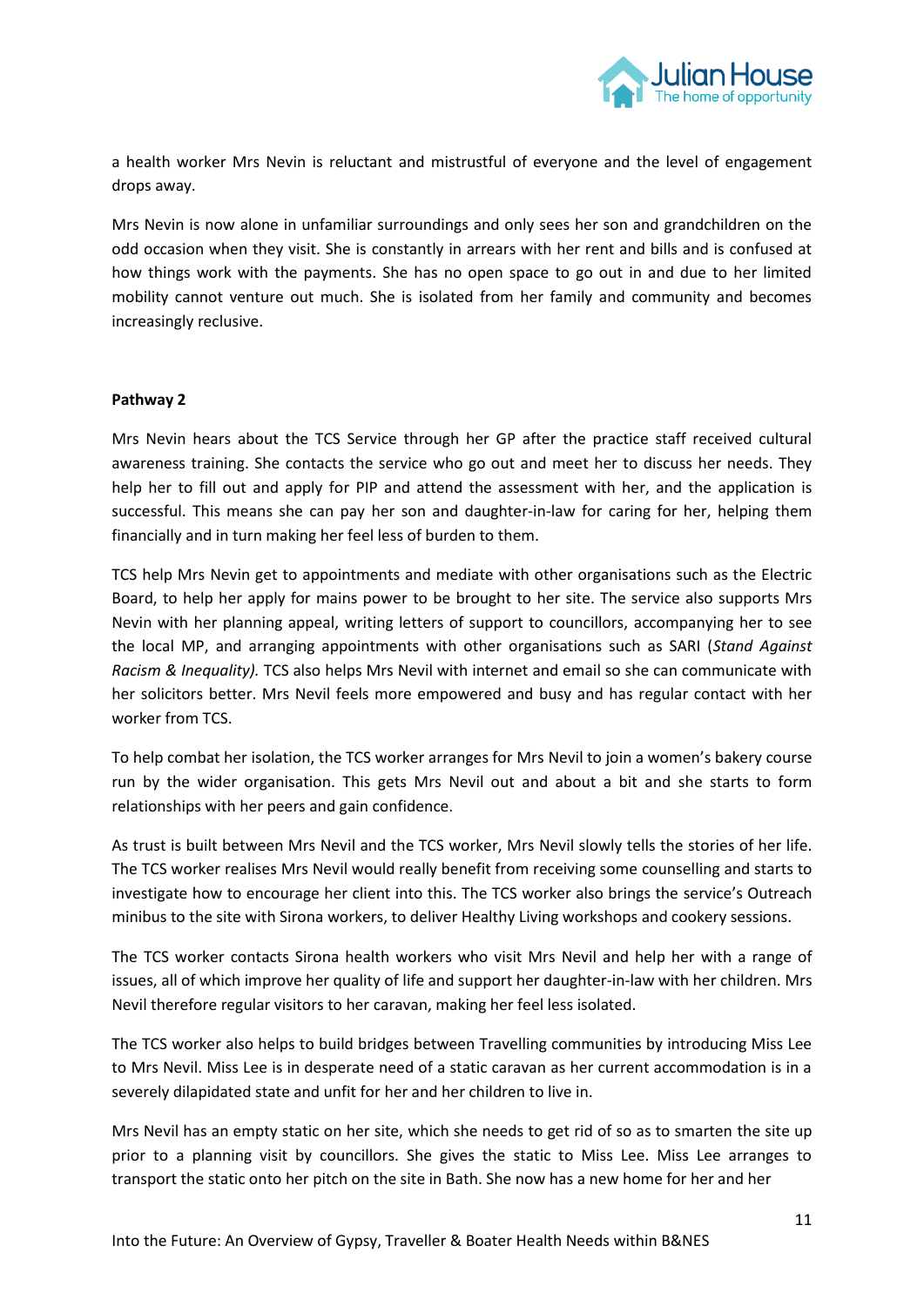a health worker Mrs Nevin is reluctant and mistrustful of everyone and the level of engagement drops away.

Mrs Nevin is now alone in unfamiliar surroundings and only sees her son and grandchildren on the odd occasion when they visit. She is constantly in arrears with her rent and bills and is confused at how things work with the payments. She has no open space to go out in and due to her limited mobility cannot venture out much. She is isolated from her family and community and becomes increasingly reclusive.

**Pathway 2**

Mrs Nevin hears about the TCS Service through her GP after the practice staff received cultural awareness training. She contacts the service who go out and meet her to discuss her needs. They help her to fill out and apply for PIP and attend the assessment with her, and the application is successful. This means she can pay her son and daughter-in-law for caring for her, helping them financially and in turn making her feel less of burden to them.

TCS help Mrs Nevin get to appointments and mediate with other organisations such as the Electric Board, to help her apply for mains power to be brought to her site. The service also supports Mrs Nevin with her planning appeal, writing letters of support to councillors, accompanying her to see the local MP, and arranging appointments with other organisations such as SARI (*Stand Against Racism & Inequality).* TCS also helps Mrs Nevil with internet and email so she can communicate with her solicitors better. Mrs Nevil feels more empowered and busy and has regular contact with her worker from TCS.

To help combat her isolation, the TCS worker arranges for Mrs Nevil to join a women's bakery course run by the wider organisation. This gets Mrs Nevil out and about a bit and she starts to form relationships with her peers and gain confidence.

As trust is built between Mrs Nevil and the TCS worker, Mrs Nevil slowly tells the stories of her life. The TCS worker realises Mrs Nevil would really benefit from receiving some counselling and starts to investigate how to encourage her client into this. The TCS worker also brings the service's Outreach minibus to the site with Sirona workers, to deliver Healthy Living workshops and cookery sessions.

The TCS worker contacts Sirona health workers who visit Mrs Nevil and help her with a range of issues, all of which improve her quality of life and support her daughter-in-law with her children. Mrs Nevil therefore regular visitors to her caravan, making her feel less isolated.

The TCS worker also helps to build bridges between Travelling communities by introducing Miss Lee to Mrs Nevil. Miss Lee is in desperate need of a static caravan as her current accommodation is in a severely dilapidated state and unfit for her and her children to live in.

Mrs Nevil has an empty static on her site, which she needs to get rid of so as to smarten the site up prior to a planning visit by councillors. She gives the static to Miss Lee. Miss Lee arranges to transport the static onto her pitch on the site in Bath. She now has a new home for her and her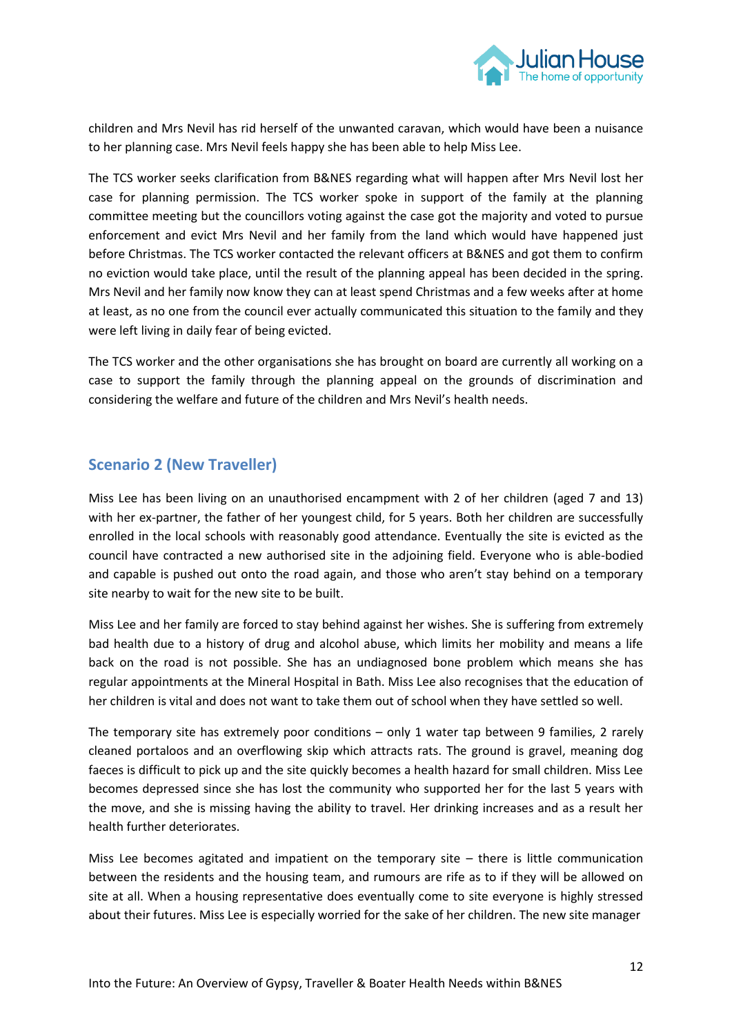children and Mrs Nevil has rid herself of the unwanted caravan, which would have been a nuisance to her planning case. Mrs Nevil feels happy she has been able to help Miss Lee.

The TCS worker seeks clarification from B&NES regarding what will happen after Mrs Nevil lost her case for planning permission. The TCS worker spoke in support of the family at the planning committee meeting but the councillors voting against the case got the majority and voted to pursue enforcement and evict Mrs Nevil and her family from the land which would have happened just before Christmas. The TCS worker contacted the relevant officers at B&NES and got them to confirm no eviction would take place, until the result of the planning appeal has been decided in the spring. Mrs Nevil and her family now know they can at least spend Christmas and a few weeks after at home at least, as no one from the council ever actually communicated this situation to the family and they were left living in daily fear of being evicted.

The TCS worker and the other organisations she has brought on board are currently all working on a case to support the family through the planning appeal on the grounds of discrimination and considering the welfare and future of the children and Mrs Nevil's health needs.

## Scenario 2 (New Traveller)

Miss Lee has been living on an unauthorised encampment with 2 of her children (aged 7 and 13) with her ex-partner, the father of her youngest child, for 5 years. Both her children are successfully enrolled in the local schools with reasonably good attendance. Eventually the site is evicted as the council have contracted a new authorised site in the adjoining field. Everyone who is able-bodied and capable is pushed out onto the road again, and those who aren't stay behind on a temporary site nearby to wait for the new site to be built.

Miss Lee and her family are forced to stay behind against her wishes. She is suffering from extremely bad health due to a history of drug and alcohol abuse, which limits her mobility and means a life back on the road is not possible. She has an undiagnosed bone problem which means she has regular appointments at the Mineral Hospital in Bath. Miss Lee also recognises that the education of her children is vital and does not want to take them out of school when they have settled so well.

The temporary site has extremely poor conditions – only 1 water tap between 9 families, 2 rarely cleaned portaloos and an overflowing skip which attracts rats. The ground is gravel, meaning dog faeces is difficult to pick up and the site quickly becomes a health hazard for small children. Miss Lee becomes depressed since she has lost the community who supported her for the last 5 years with the move, and she is missing having the ability to travel. Her drinking increases and as a result her health further deteriorates.

Miss Lee becomes agitated and impatient on the temporary site – there is little communication between the residents and the housing team, and rumours are rife as to if they will be allowed on site at all. When a housing representative does eventually come to site everyone is highly stressed about their futures. Miss Lee is especially worried for the sake of her children. The new site manager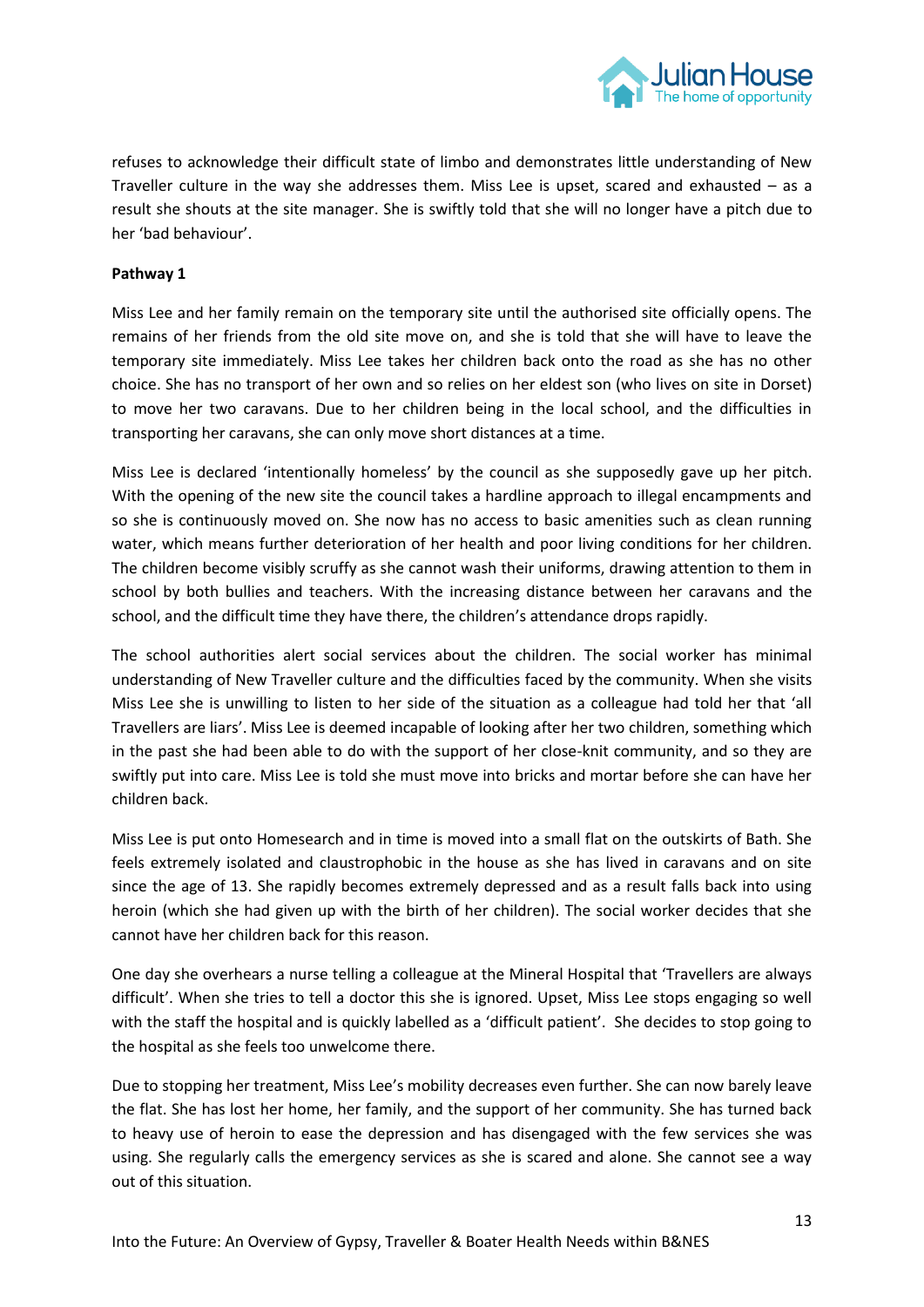refuses to acknowledge their difficult state of limbo and demonstrates little understanding of New Traveller culture in the way she addresses them. Miss Lee is upset, scared and exhausted – as a result she shouts at the site manager. She is swiftly told that she will no longer have a pitch due to her 'bad behaviour'.

**Pathway 1**

Miss Lee and her family remain on the temporary site until the authorised site officially opens. The remains of her friends from the old site move on, and she is told that she will have to leave the temporary site immediately. Miss Lee takes her children back onto the road as she has no other choice. She has no transport of her own and so relies on her eldest son (who lives on site in Dorset) to move her two caravans. Due to her children being in the local school, and the difficulties in transporting her caravans, she can only move short distances at a time.

Miss Lee is declared 'intentionally homeless' by the council as she supposedly gave up her pitch. With the opening of the new site the council takes a hardline approach to illegal encampments and so she is continuously moved on. She now has no access to basic amenities such as clean running water, which means further deterioration of her health and poor living conditions for her children. The children become visibly scruffy as she cannot wash their uniforms, drawing attention to them in school by both bullies and teachers. With the increasing distance between her caravans and the school, and the difficult time they have there, the children's attendance drops rapidly.

The school authorities alert social services about the children. The social worker has minimal understanding of New Traveller culture and the difficulties faced by the community. When she visits Miss Lee she is unwilling to listen to her side of the situation as a colleague had told her that 'all Travellers are liars'. Miss Lee is deemed incapable of looking after her two children, something which in the past she had been able to do with the support of her close-knit community, and so they are swiftly put into care. Miss Lee is told she must move into bricks and mortar before she can have her children back.

Miss Lee is put onto Homesearch and in time is moved into a small flat on the outskirts of Bath. She feels extremely isolated and claustrophobic in the house as she has lived in caravans and on site since the age of 13. She rapidly becomes extremely depressed and as a result falls back into using heroin (which she had given up with the birth of her children). The social worker decides that she cannot have her children back for this reason.

One day she overhears a nurse telling a colleague at the Mineral Hospital that 'Travellers are always difficult'. When she tries to tell a doctor this she is ignored. Upset, Miss Lee stops engaging so well with the staff the hospital and is quickly labelled as a 'difficult patient'. She decides to stop going to the hospital as she feels too unwelcome there.

Due to stopping her treatment, Miss Lee's mobility decreases even further. She can now barely leave the flat. She has lost her home, her family, and the support of her community. She has turned back to heavy use of heroin to ease the depression and has disengaged with the few services she was using. She regularly calls the emergency services as she is scared and alone. She cannot see a way out of this situation.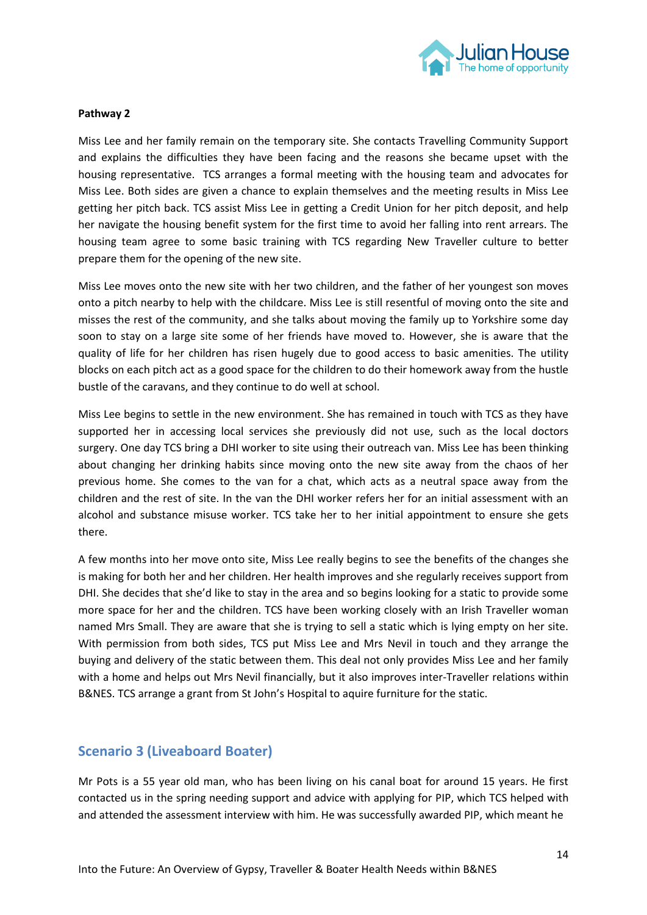**Pathway 2**

Miss Lee and her family remain on the temporary site. She contacts Travelling Community Support and explains the difficulties they have been facing and the reasons she became upset with the housing representative. TCS arranges a formal meeting with the housing team and advocates for Miss Lee. Both sides are given a chance to explain themselves and the meeting results in Miss Lee getting her pitch back. TCS assist Miss Lee in getting a Credit Union for her pitch deposit, and help her navigate the housing benefit system for the first time to avoid her falling into rent arrears. The housing team agree to some basic training with TCS regarding New Traveller culture to better prepare them for the opening of the new site.

Miss Lee moves onto the new site with her two children, and the father of her youngest son moves onto a pitch nearby to help with the childcare. Miss Lee is still resentful of moving onto the site and misses the rest of the community, and she talks about moving the family up to Yorkshire some day soon to stay on a large site some of her friends have moved to. However, she is aware that the quality of life for her children has risen hugely due to good access to basic amenities. The utility blocks on each pitch act as a good space for the children to do their homework away from the hustle bustle of the caravans, and they continue to do well at school.

Miss Lee begins to settle in the new environment. She has remained in touch with TCS as they have supported her in accessing local services she previously did not use, such as the local doctors surgery. One day TCS bring a DHI worker to site using their outreach van. Miss Lee has been thinking about changing her drinking habits since moving onto the new site away from the chaos of her previous home. She comes to the van for a chat, which acts as a neutral space away from the children and the rest of site. In the van the DHI worker refers her for an initial assessment with an alcohol and substance misuse worker. TCS take her to her initial appointment to ensure she gets there.

A few months into her move onto site, Miss Lee really begins to see the benefits of the changes she is making for both her and her children. Her health improves and she regularly receives support from DHI. She decides that she'd like to stay in the area and so begins looking for a static to provide some more space for her and the children. TCS have been working closely with an Irish Traveller woman named Mrs Small. They are aware that she is trying to sell a static which is lying empty on her site. With permission from both sides, TCS put Miss Lee and Mrs Nevil in touch and they arrange the buying and delivery of the static between them. This deal not only provides Miss Lee and her family with a home and helps out Mrs Nevil financially, but it also improves inter-Traveller relations within B&NES. TCS arrange a grant from St John's Hospital to aquire furniture for the static.

## Scenario 3 (Liveaboard Boater)

Mr Pots is a 55 year old man, who has been living on his canal boat for around 15 years. He first contacted us in the spring needing support and advice with applying for PIP, which TCS helped with and attended the assessment interview with him. He was successfully awarded PIP, which meant he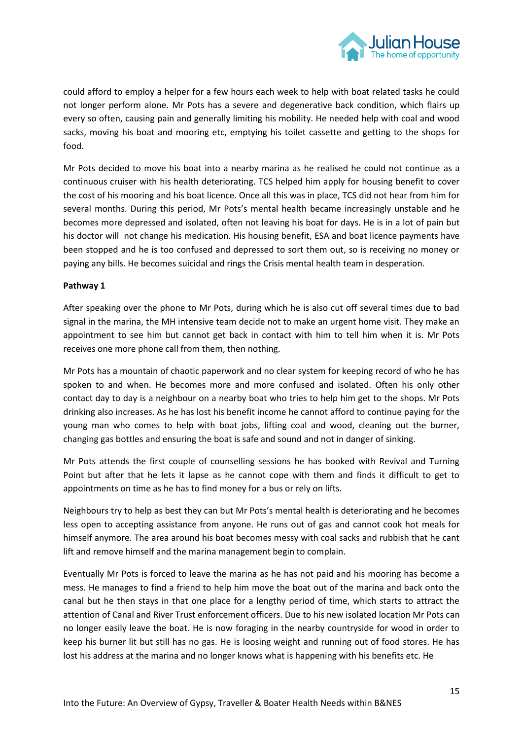could afford to employ a helper for a few hours each week to help with boat related tasks he could not longer perform alone. Mr Pots has a severe and degenerative back condition, which flairs up every so often, causing pain and generally limiting his mobility. He needed help with coal and wood sacks, moving his boat and mooring etc, emptying his toilet cassette and getting to the shops for food.

Mr Pots decided to move his boat into a nearby marina as he realised he could not continue as a continuous cruiser with his health deteriorating. TCS helped him apply for housing benefit to cover the cost of his mooring and his boat licence. Once all this was in place, TCS did not hear from him for several months. During this period, Mr Pots's mental health became increasingly unstable and he becomes more depressed and isolated, often not leaving his boat for days. He is in a lot of pain but his doctor will not change his medication. His housing benefit, ESA and boat licence payments have been stopped and he is too confused and depressed to sort them out, so is receiving no money or paying any bills. He becomes suicidal and rings the Crisis mental health team in desperation.

**Pathway 1**

After speaking over the phone to Mr Pots, during which he is also cut off several times due to bad signal in the marina, the MH intensive team decide not to make an urgent home visit. They make an appointment to see him but cannot get back in contact with him to tell him when it is. Mr Pots receives one more phone call from them, then nothing.

Mr Pots has a mountain of chaotic paperwork and no clear system for keeping record of who he has spoken to and when. He becomes more and more confused and isolated. Often his only other contact day to day is a neighbour on a nearby boat who tries to help him get to the shops. Mr Pots drinking also increases. As he has lost his benefit income he cannot afford to continue paying for the young man who comes to help with boat jobs, lifting coal and wood, cleaning out the burner, changing gas bottles and ensuring the boat is safe and sound and not in danger of sinking.

Mr Pots attends the first couple of counselling sessions he has booked with Revival and Turning Point but after that he lets it lapse as he cannot cope with them and finds it difficult to get to appointments on time as he has to find money for a bus or rely on lifts.

Neighbours try to help as best they can but Mr Pots's mental health is deteriorating and he becomes less open to accepting assistance from anyone. He runs out of gas and cannot cook hot meals for himself anymore. The area around his boat becomes messy with coal sacks and rubbish that he cant lift and remove himself and the marina management begin to complain.

Eventually Mr Pots is forced to leave the marina as he has not paid and his mooring has become a mess. He manages to find a friend to help him move the boat out of the marina and back onto the canal but he then stays in that one place for a lengthy period of time, which starts to attract the attention of Canal and River Trust enforcement officers. Due to his new isolated location Mr Pots can no longer easily leave the boat. He is now foraging in the nearby countryside for wood in order to keep his burner lit but still has no gas. He is loosing weight and running out of food stores. He has lost his address at the marina and no longer knows what is happening with his benefits etc. He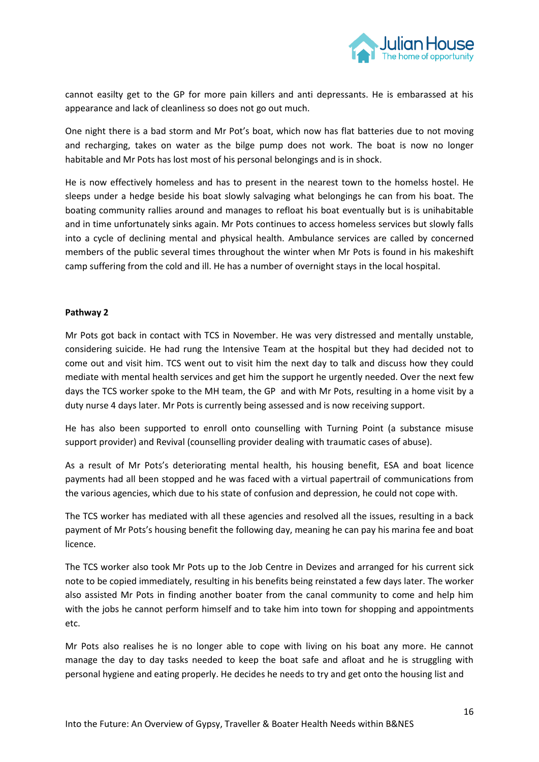cannot easilty get to the GP for more pain killers and anti depressants. He is embarassed at his appearance and lack of cleanliness so does not go out much.

One night there is a bad storm and Mr Pot's boat, which now has flat batteries due to not moving and recharging, takes on water as the bilge pump does not work. The boat is now no longer habitable and Mr Pots has lost most of his personal belongings and is in shock.

He is now effectively homeless and has to present in the nearest town to the homelss hostel. He sleeps under a hedge beside his boat slowly salvaging what belongings he can from his boat. The boating community rallies around and manages to refloat his boat eventually but is is unihabitable and in time unfortunately sinks again. Mr Pots continues to access homeless services but slowly falls into a cycle of declining mental and physical health. Ambulance services are called by concerned members of the public several times throughout the winter when Mr Pots is found in his makeshift camp suffering from the cold and ill. He has a number of overnight stays in the local hospital.

**Pathway 2**

Mr Pots got back in contact with TCS in November. He was very distressed and mentally unstable, considering suicide. He had rung the Intensive Team at the hospital but they had decided not to come out and visit him. TCS went out to visit him the next day to talk and discuss how they could mediate with mental health services and get him the support he urgently needed. Over the next few days the TCS worker spoke to the MH team, the GP and with Mr Pots, resulting in a home visit by a duty nurse 4 days later. Mr Pots is currently being assessed and is now receiving support.

He has also been supported to enroll onto counselling with Turning Point (a substance misuse support provider) and Revival (counselling provider dealing with traumatic cases of abuse).

As a result of Mr Pots's deteriorating mental health, his housing benefit, ESA and boat licence payments had all been stopped and he was faced with a virtual papertrail of communications from the various agencies, which due to his state of confusion and depression, he could not cope with.

The TCS worker has mediated with all these agencies and resolved all the issues, resulting in a back payment of Mr Pots's housing benefit the following day, meaning he can pay his marina fee and boat licence.

The TCS worker also took Mr Pots up to the Job Centre in Devizes and arranged for his current sick note to be copied immediately, resulting in his benefits being reinstated a few days later. The worker also assisted Mr Pots in finding another boater from the canal community to come and help him with the jobs he cannot perform himself and to take him into town for shopping and appointments etc.

Mr Pots also realises he is no longer able to cope with living on his boat any more. He cannot manage the day to day tasks needed to keep the boat safe and afloat and he is struggling with personal hygiene and eating properly. He decides he needs to try and get onto the housing list and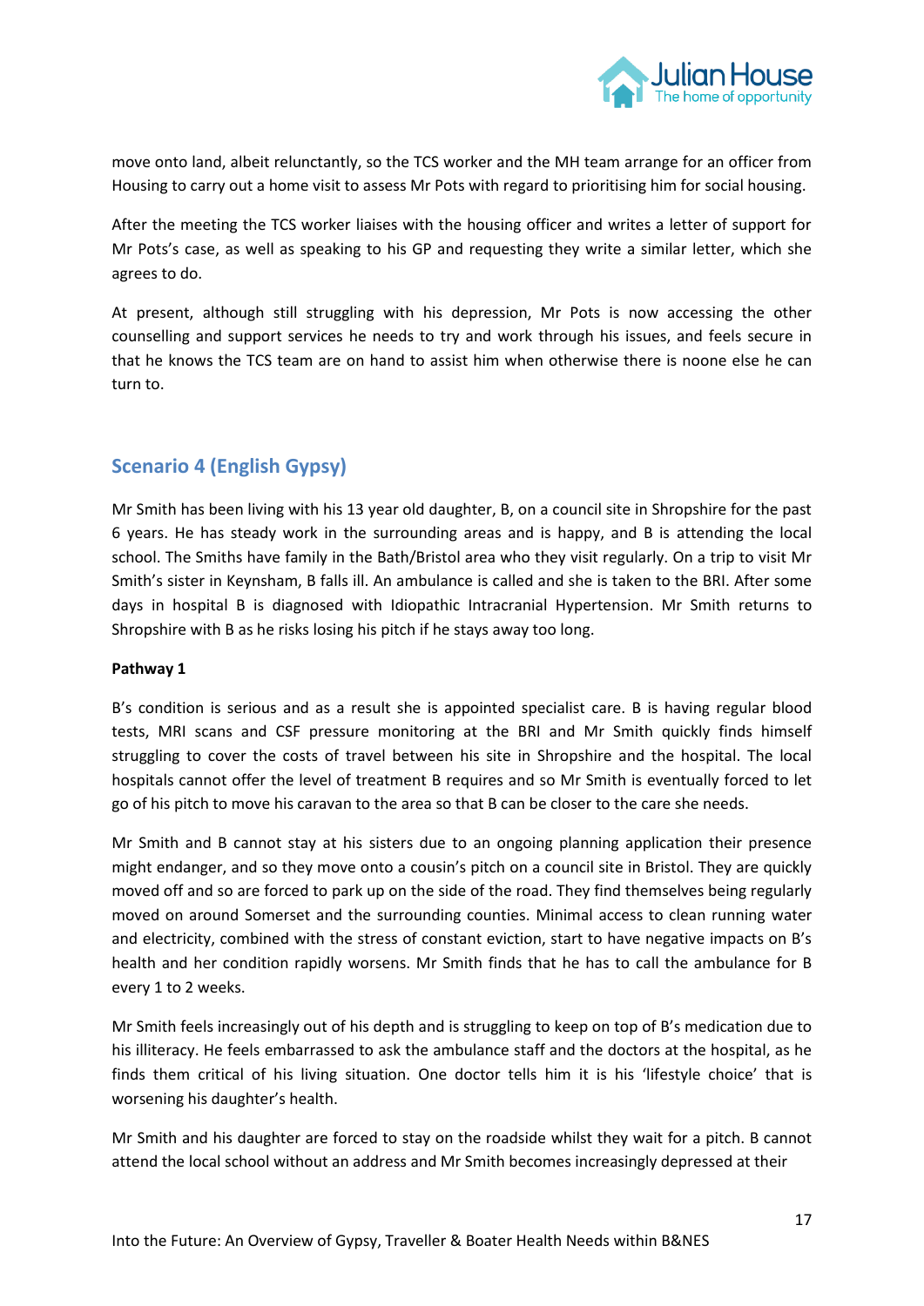move onto land, albeit relunctantly, so the TCS worker and the MH team arrange for an officer from Housing to carry out a home visit to assess Mr Pots with regard to prioritising him for social housing.

After the meeting the TCS worker liaises with the housing officer and writes a letter of support for Mr Pots's case, as well as speaking to his GP and requesting they write a similar letter, which she agrees to do.

At present, although still struggling with his depression, Mr Pots is now accessing the other counselling and support services he needs to try and work through his issues, and feels secure in that he knows the TCS team are on hand to assist him when otherwise there is noone else he can turn to.

## Scenario 4 (English Gypsy)

Mr Smith has been living with his 13 year old daughter, B, on a council site in Shropshire for the past 6 years. He has steady work in the surrounding areas and is happy, and B is attending the local school. The Smiths have family in the Bath/Bristol area who they visit regularly. On a trip to visit Mr Smith's sister in Keynsham, B falls ill. An ambulance is called and she is taken to the BRI. After some days in hospital B is diagnosed with Idiopathic Intracranial Hypertension. Mr Smith returns to Shropshire with B as he risks losing his pitch if he stays away too long.

**Pathway 1**

B's condition is serious and as a result she is appointed specialist care. B is having regular blood tests, MRI scans and CSF pressure monitoring at the BRI and Mr Smith quickly finds himself struggling to cover the costs of travel between his site in Shropshire and the hospital. The local hospitals cannot offer the level of treatment B requires and so Mr Smith is eventually forced to let go of his pitch to move his caravan to the area so that B can be closer to the care she needs.

Mr Smith and B cannot stay at his sisters due to an ongoing planning application their presence might endanger, and so they move onto a cousin's pitch on a council site in Bristol. They are quickly moved off and so are forced to park up on the side of the road. They find themselves being regularly moved on around Somerset and the surrounding counties. Minimal access to clean running water and electricity, combined with the stress of constant eviction, start to have negative impacts on B's health and her condition rapidly worsens. Mr Smith finds that he has to call the ambulance for B every 1 to 2 weeks.

Mr Smith feels increasingly out of his depth and is struggling to keep on top of B's medication due to his illiteracy. He feels embarrassed to ask the ambulance staff and the doctors at the hospital, as he finds them critical of his living situation. One doctor tells him it is his 'lifestyle choice' that is worsening his daughter's health.

Mr Smith and his daughter are forced to stay on the roadside whilst they wait for a pitch. B cannot attend the local school without an address and Mr Smith becomes increasingly depressed at their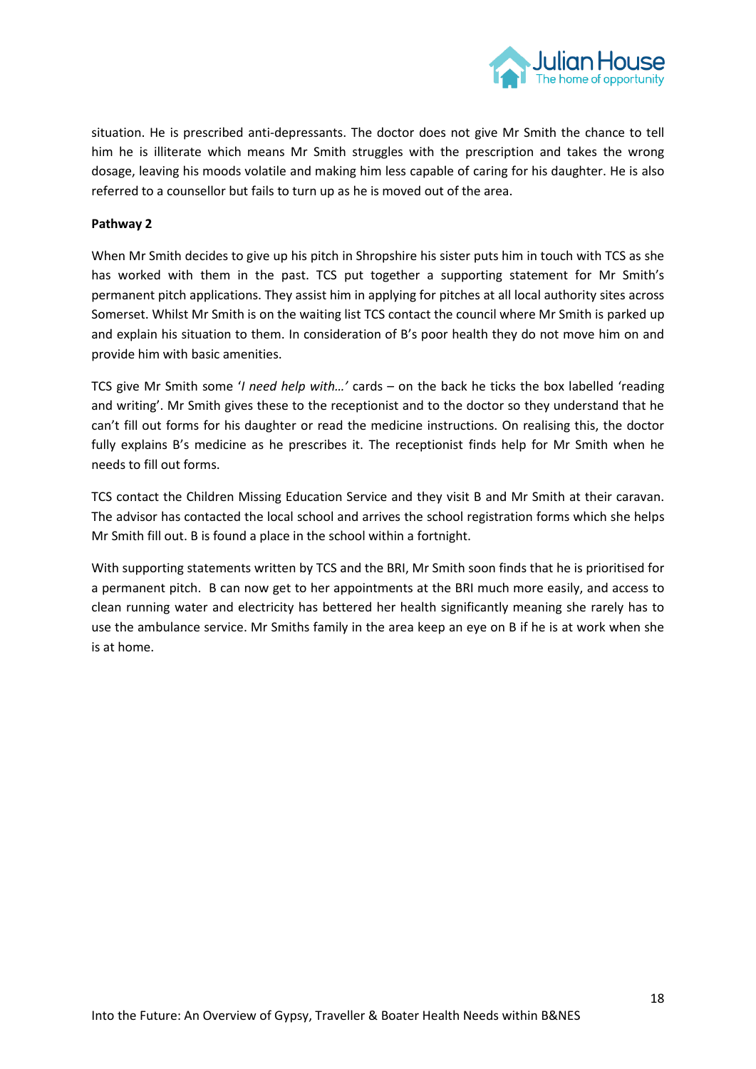situation. He is prescribed anti-depressants. The doctor does not give Mr Smith the chance to tell him he is illiterate which means Mr Smith struggles with the prescription and takes the wrong dosage, leaving his moods volatile and making him less capable of caring for his daughter. He is also referred to a counsellor but fails to turn up as he is moved out of the area.

**Pathway 2**

When Mr Smith decides to give up his pitch in Shropshire his sister puts him in touch with TCS as she has worked with them in the past. TCS put together a supporting statement for Mr Smith's permanent pitch applications. They assist him in applying for pitches at all local authority sites across Somerset. Whilst Mr Smith is on the waiting list TCS contact the council where Mr Smith is parked up and explain his situation to them. In consideration of B's poor health they do not move him on and provide him with basic amenities.

TCS give Mr Smith some '*I need help with…'* cards – on the back he ticks the box labelled 'reading and writing'. Mr Smith gives these to the receptionist and to the doctor so they understand that he can't fill out forms for his daughter or read the medicine instructions. On realising this, the doctor fully explains B's medicine as he prescribes it. The receptionist finds help for Mr Smith when he needs to fill out forms.

TCS contact the Children Missing Education Service and they visit B and Mr Smith at their caravan. The advisor has contacted the local school and arrives the school registration forms which she helps Mr Smith fill out. B is found a place in the school within a fortnight.

With supporting statements written by TCS and the BRI, Mr Smith soon finds that he is prioritised for a permanent pitch. B can now get to her appointments at the BRI much more easily, and access to clean running water and electricity has bettered her health significantly meaning she rarely has to use the ambulance service. Mr Smiths family in the area keep an eye on B if he is at work when she is at home.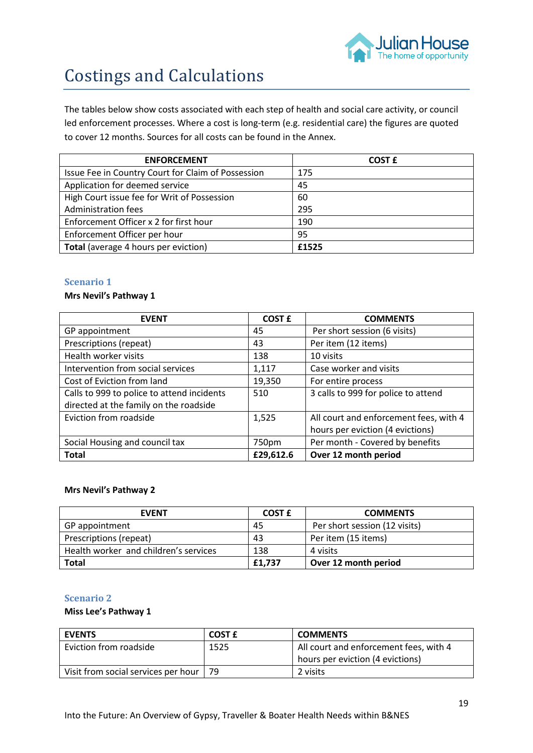# Costings and Calculations

The tables below show costs associated with each step of health and social care activity, or council led enforcement processes. Where a cost is long-term (e.g. residential care) the figures are quoted to cover 12 months. Sources for all costs can be found in the Annex.

| ENFORCEMENT | COST £ |
|---|---|
| Issue Fee in Country Court for Claim of Possession | 175 |
| Application for deemed service | 45 |
| High Court issue fee for Writ of Possession<br>Administration fees | 60<br>295 |
| Enforcement Officer x 2 for first hour | 190 |
| Enforcement Officer per hour | 95 |
| **Total** (average 4 hours per eviction) | **£1525** |

### Scenario 1

**Mrs Nevil's Pathway 1**

| EVENT | COST £ | COMMENTS |
|---|---|---|
| GP appointment | 45 | Per short session (6 visits) |
| Prescriptions (repeat) | 43 | Per item (12 items) |
| Health worker visits | 138 | 10 visits |
| Intervention from social services | 1,117 | Case worker and visits |
| Cost of Eviction from land | 19,350 | For entire process |
| Calls to 999 to police to attend incidents directed at the family on the roadside | 510 | 3 calls to 999 for police to attend |
| Eviction from roadside | 1,525 | All court and enforcement fees, with 4 hours per eviction (4 evictions) |
| Social Housing and council tax | 750pm | Per month - Covered by benefits |
| **Total** | **£29,612.6** | **Over 12 month period** |

**Mrs Nevil's Pathway 2**

| EVENT | COST £ | COMMENTS |
|---|---|---|
| GP appointment | 45 | Per short session (12 visits) |
| Prescriptions (repeat) | 43 | Per item (15 items) |
| Health worker and children's services | 138 | 4 visits |
| **Total** | **£1,737** | **Over 12 month period** |

### Scenario 2

**Miss Lee's Pathway 1**

| EVENTS | COST £ | COMMENTS |
|---|---|---|
| Eviction from roadside | 1525 | All court and enforcement fees, with 4 hours per eviction (4 evictions) |
| Visit from social services per hour | 79 | 2 visits |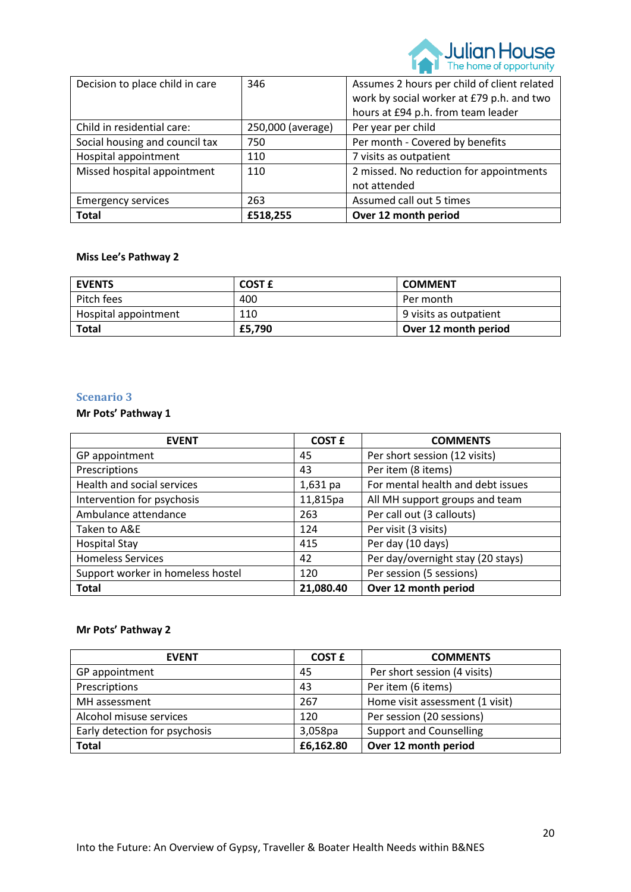| Decision to place child in care | 346 | Assumes 2 hours per child of client related work by social worker at £79 p.h. and two hours at £94 p.h. from team leader |
|---|---|---|
| Child in residential care: | 250,000 (average) | Per year per child |
| Social housing and council tax | 750 | Per month - Covered by benefits |
| Hospital appointment | 110 | 7 visits as outpatient |
| Missed hospital appointment | 110 | 2 missed. No reduction for appointments not attended |
| Emergency services | 263 | Assumed call out 5 times |
| **Total** | **£518,255** | **Over 12 month period** |

**Miss Lee's Pathway 2**

| EVENTS | COST £ | COMMENT |
|---|---|---|
| Pitch fees | 400 | Per month |
| Hospital appointment | 110 | 9 visits as outpatient |
| **Total** | **£5,790** | **Over 12 month period** |

## Scenario 3

**Mr Pots' Pathway 1**

| EVENT | COST £ | COMMENTS |
|---|---|---|
| GP appointment | 45 | Per short session (12 visits) |
| Prescriptions | 43 | Per item (8 items) |
| Health and social services | 1,631 pa | For mental health and debt issues |
| Intervention for psychosis | 11,815pa | All MH support groups and team |
| Ambulance attendance | 263 | Per call out (3 callouts) |
| Taken to A&E | 124 | Per visit (3 visits) |
| Hospital Stay | 415 | Per day (10 days) |
| Homeless Services | 42 | Per day/overnight stay (20 stays) |
| Support worker in homeless hostel | 120 | Per session (5 sessions) |
| **Total** | **21,080.40** | **Over 12 month period** |

**Mr Pots' Pathway 2**

| EVENT | COST £ | COMMENTS |
|---|---|---|
| GP appointment | 45 | Per short session (4 visits) |
| Prescriptions | 43 | Per item (6 items) |
| MH assessment | 267 | Home visit assessment (1 visit) |
| Alcohol misuse services | 120 | Per session (20 sessions) |
| Early detection for psychosis | 3,058pa | Support and Counselling |
| **Total** | **£6,162.80** | **Over 12 month period** |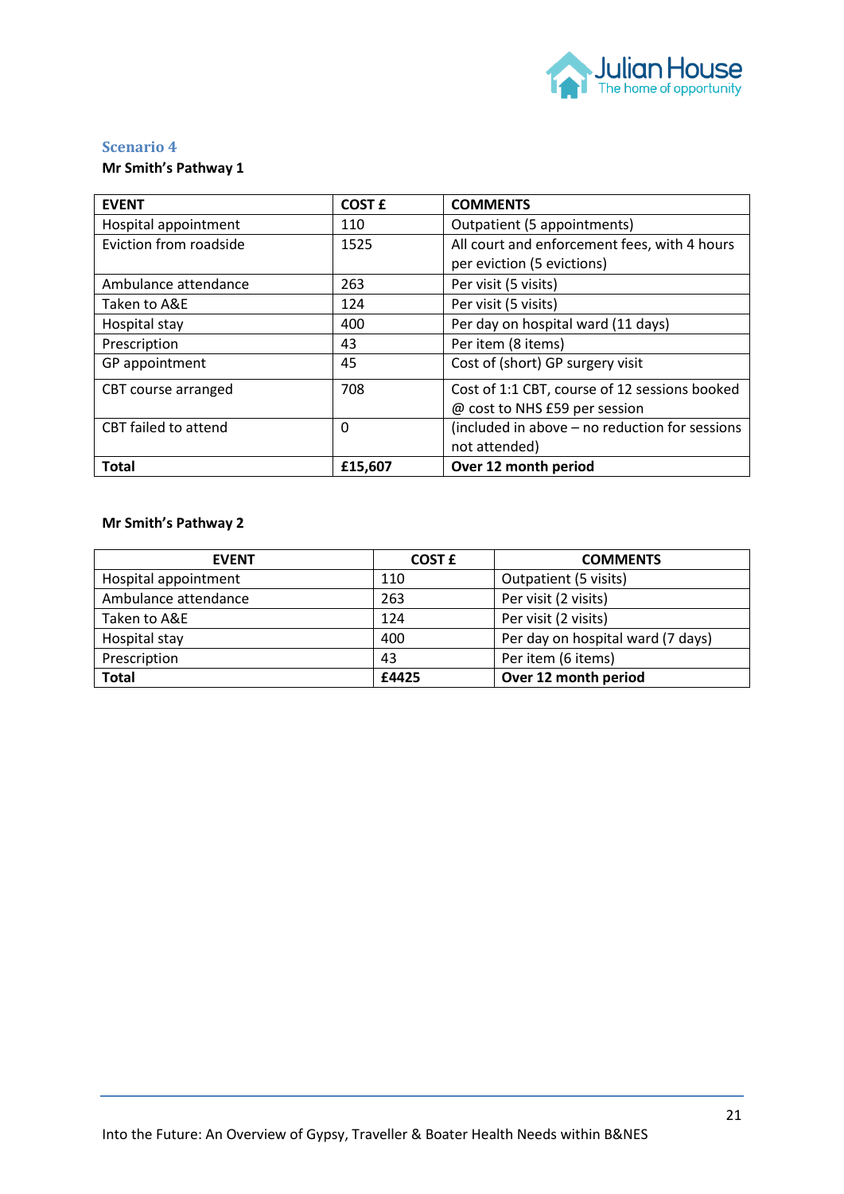## Scenario 4

**Mr Smith's Pathway 1**

| EVENT | COST £ | COMMENTS |
|---|---|---|
| Hospital appointment | 110 | Outpatient (5 appointments) |
| Eviction from roadside | 1525 | All court and enforcement fees, with 4 hours per eviction (5 evictions) |
| Ambulance attendance | 263 | Per visit (5 visits) |
| Taken to A&E | 124 | Per visit (5 visits) |
| Hospital stay | 400 | Per day on hospital ward (11 days) |
| Prescription | 43 | Per item (8 items) |
| GP appointment | 45 | Cost of (short) GP surgery visit |
| CBT course arranged | 708 | Cost of 1:1 CBT, course of 12 sessions booked @ cost to NHS £59 per session |
| CBT failed to attend | 0 | (included in above – no reduction for sessions not attended) |
| **Total** | **£15,607** | **Over 12 month period** |

**Mr Smith's Pathway 2**

| EVENT | COST £ | COMMENTS |
|---|---|---|
| Hospital appointment | 110 | Outpatient (5 visits) |
| Ambulance attendance | 263 | Per visit (2 visits) |
| Taken to A&E | 124 | Per visit (2 visits) |
| Hospital stay | 400 | Per day on hospital ward (7 days) |
| Prescription | 43 | Per item (6 items) |
| **Total** | **£4425** | **Over 12 month period** |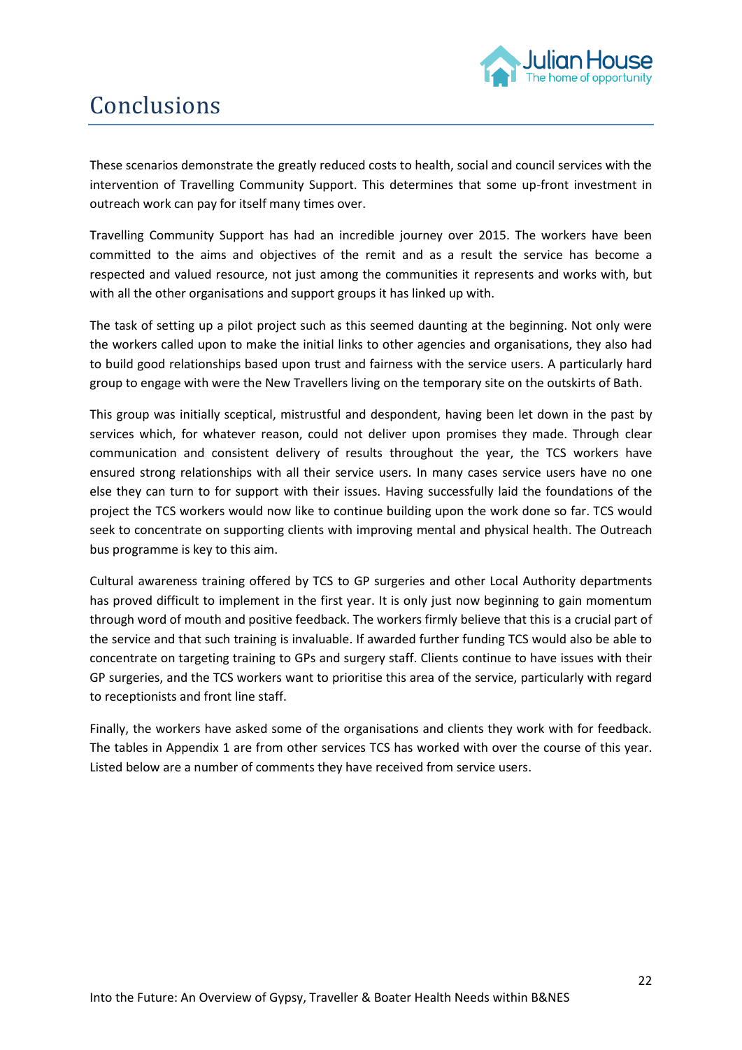# Conclusions

These scenarios demonstrate the greatly reduced costs to health, social and council services with the intervention of Travelling Community Support. This determines that some up-front investment in outreach work can pay for itself many times over.

Travelling Community Support has had an incredible journey over 2015. The workers have been committed to the aims and objectives of the remit and as a result the service has become a respected and valued resource, not just among the communities it represents and works with, but with all the other organisations and support groups it has linked up with.

The task of setting up a pilot project such as this seemed daunting at the beginning. Not only were the workers called upon to make the initial links to other agencies and organisations, they also had to build good relationships based upon trust and fairness with the service users. A particularly hard group to engage with were the New Travellers living on the temporary site on the outskirts of Bath.

This group was initially sceptical, mistrustful and despondent, having been let down in the past by services which, for whatever reason, could not deliver upon promises they made. Through clear communication and consistent delivery of results throughout the year, the TCS workers have ensured strong relationships with all their service users. In many cases service users have no one else they can turn to for support with their issues. Having successfully laid the foundations of the project the TCS workers would now like to continue building upon the work done so far. TCS would seek to concentrate on supporting clients with improving mental and physical health. The Outreach bus programme is key to this aim.

Cultural awareness training offered by TCS to GP surgeries and other Local Authority departments has proved difficult to implement in the first year. It is only just now beginning to gain momentum through word of mouth and positive feedback. The workers firmly believe that this is a crucial part of the service and that such training is invaluable. If awarded further funding TCS would also be able to concentrate on targeting training to GPs and surgery staff. Clients continue to have issues with their GP surgeries, and the TCS workers want to prioritise this area of the service, particularly with regard to receptionists and front line staff.

Finally, the workers have asked some of the organisations and clients they work with for feedback. The tables in Appendix 1 are from other services TCS has worked with over the course of this year. Listed below are a number of comments they have received from service users.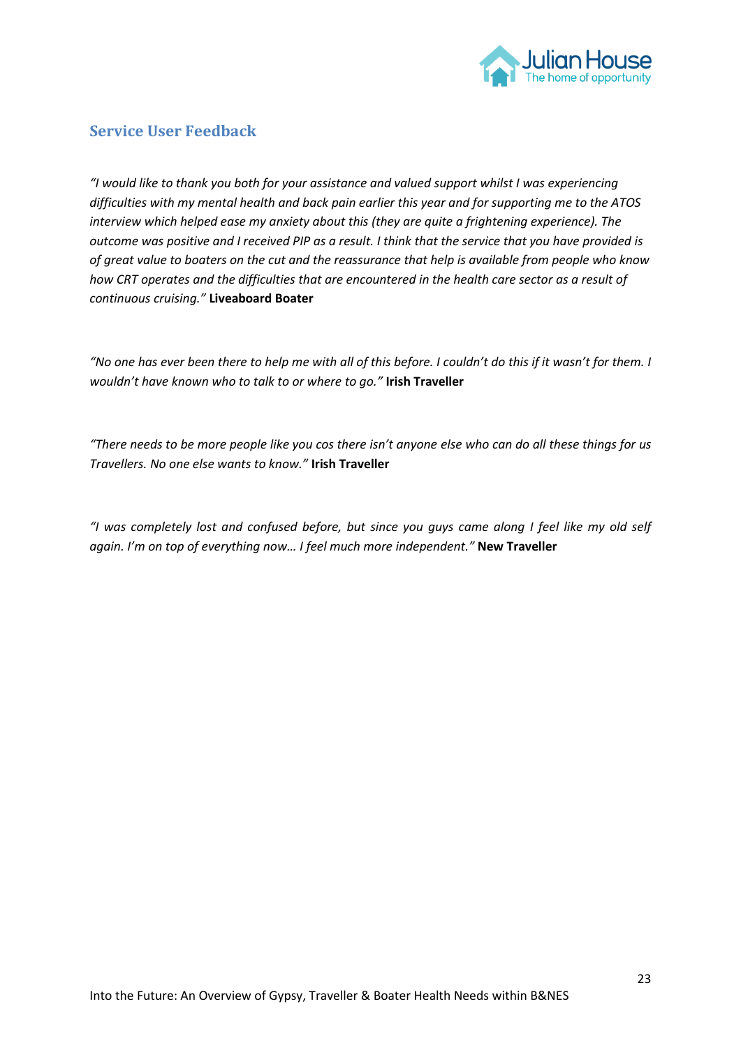## Service User Feedback

*"I would like to thank you both for your assistance and valued support whilst I was experiencing difficulties with my mental health and back pain earlier this year and for supporting me to the ATOS interview which helped ease my anxiety about this (they are quite a frightening experience). The outcome was positive and I received PIP as a result. I think that the service that you have provided is of great value to boaters on the cut and the reassurance that help is available from people who know how CRT operates and the difficulties that are encountered in the health care sector as a result of continuous cruising."* **Liveaboard Boater**

*"No one has ever been there to help me with all of this before. I couldn't do this if it wasn't for them. I wouldn't have known who to talk to or where to go."* **Irish Traveller**

*"There needs to be more people like you cos there isn't anyone else who can do all these things for us Travellers. No one else wants to know."* **Irish Traveller**

*"I was completely lost and confused before, but since you guys came along I feel like my old self again. I'm on top of everything now… I feel much more independent."* **New Traveller**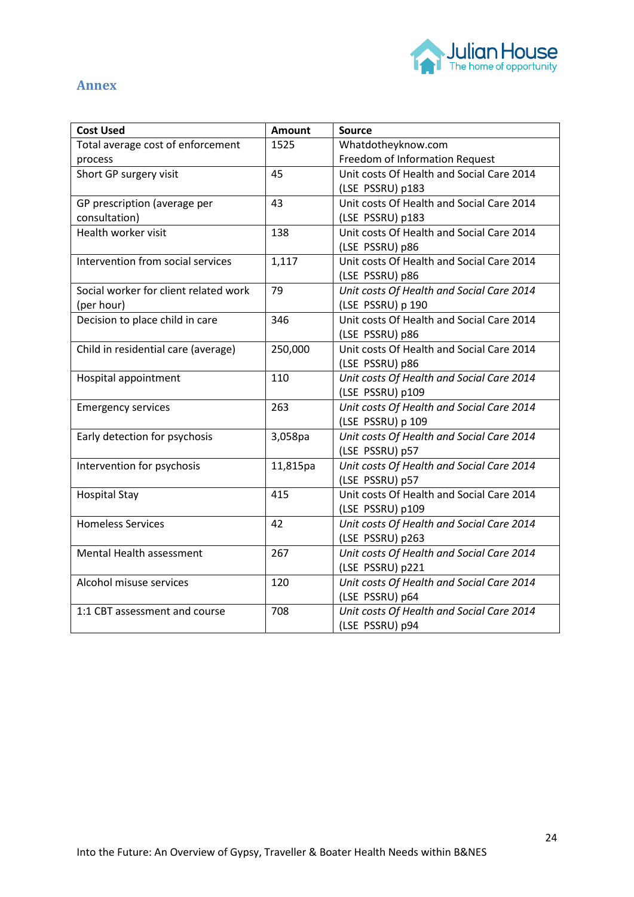## Annex

| Cost Used | Amount | Source |
|---|---|---|
| Total average cost of enforcement process | 1525 | Whatdotheyknow.com Freedom of Information Request |
| Short GP surgery visit | 45 | Unit costs Of Health and Social Care 2014 (LSE PSSRU) p183 |
| GP prescription (average per consultation) | 43 | Unit costs Of Health and Social Care 2014 (LSE PSSRU) p183 |
| Health worker visit | 138 | Unit costs Of Health and Social Care 2014 (LSE PSSRU) p86 |
| Intervention from social services | 1,117 | Unit costs Of Health and Social Care 2014 (LSE PSSRU) p86 |
| Social worker for client related work (per hour) | 79 | *Unit costs Of Health and Social Care 2014* (LSE PSSRU) p 190 |
| Decision to place child in care | 346 | Unit costs Of Health and Social Care 2014 (LSE PSSRU) p86 |
| Child in residential care (average) | 250,000 | Unit costs Of Health and Social Care 2014 (LSE PSSRU) p86 |
| Hospital appointment | 110 | *Unit costs Of Health and Social Care 2014* (LSE PSSRU) p109 |
| Emergency services | 263 | *Unit costs Of Health and Social Care 2014* (LSE PSSRU) p 109 |
| Early detection for psychosis | 3,058pa | *Unit costs Of Health and Social Care 2014* (LSE PSSRU) p57 |
| Intervention for psychosis | 11,815pa | *Unit costs Of Health and Social Care 2014* (LSE PSSRU) p57 |
| Hospital Stay | 415 | Unit costs Of Health and Social Care 2014 (LSE PSSRU) p109 |
| Homeless Services | 42 | *Unit costs Of Health and Social Care 2014* (LSE PSSRU) p263 |
| Mental Health assessment | 267 | *Unit costs Of Health and Social Care 2014* (LSE PSSRU) p221 |
| Alcohol misuse services | 120 | *Unit costs Of Health and Social Care 2014* (LSE PSSRU) p64 |
| 1:1 CBT assessment and course | 708 | *Unit costs Of Health and Social Care 2014* (LSE PSSRU) p94 |